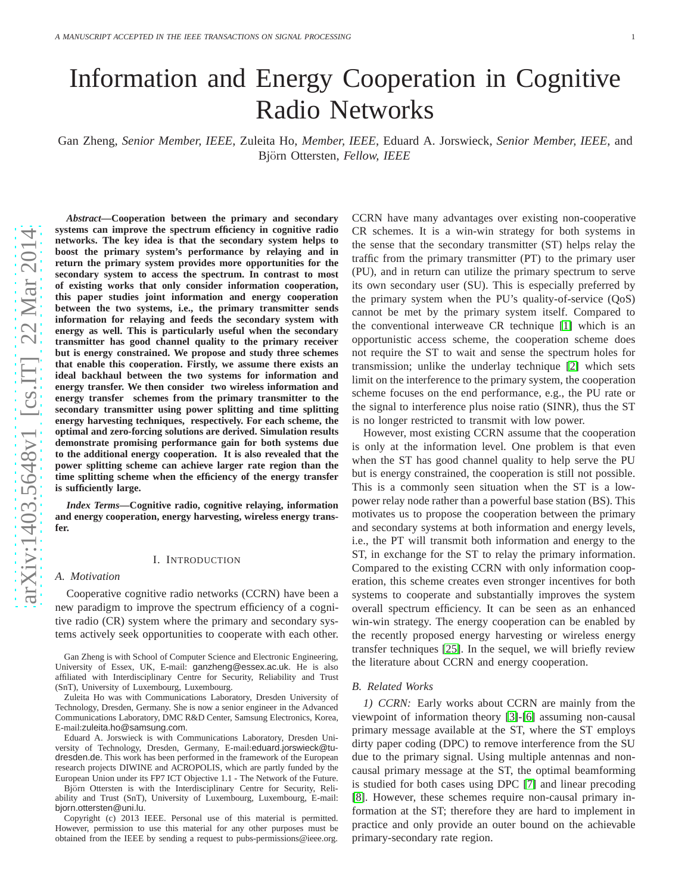# Information and Energy Cooperation in Cognitive Radio Networks

Gan Zheng, *Senior Member, IEEE*, Zuleita Ho, *Member, IEEE*, Eduard A. Jorswieck, *Senior Member, IEEE*, and Björn Ottersten, *Fellow, IEEE*

***Abstract*—Cooperation between the primary and secondary systems can improve the spectrum efficiency in cognitive radio networks. The key idea is that the secondary system helps to boost the primary system's performance by relaying and in return the primary system provides more opportunities for the secondary system to access the spectrum. In contrast to most of existing works that only consider information cooperation, this paper studies joint information and energy cooperation between the two systems, i.e., the primary transmitter sends information for relaying and feeds the secondary system with energy as well. This is particularly useful when the secondary transmitter has good channel quality to the primary receiver but is energy constrained. We propose and study three schemes that enable this cooperation. Firstly, we assume there exists an ideal backhaul between the two systems for information and energy transfer. We then consider two wireless information and energy transfer schemes from the primary transmitter to the secondary transmitter using power splitting and time splitting energy harvesting techniques, respectively. For each scheme, the optimal and zero-forcing solutions are derived. Simulation results demonstrate promising performance gain for both systems due to the additional energy cooperation. It is also revealed that the power splitting scheme can achieve larger rate region than the time splitting scheme when the efficiency of the energy transfer is sufficiently large.**

***Index Terms*—Cognitive radio, cognitive relaying, information and energy cooperation, energy harvesting, wireless energy transfer.**

## I. Introduction

### A. Motivation

Cooperative cognitive radio networks (CCRN) have been a new paradigm to improve the spectrum efficiency of a cognitive radio (CR) system where the primary and secondary systems actively seek opportunities to cooperate with each other. CCRN have many advantages over existing non-cooperative CR schemes. It is a win-win strategy for both systems in the sense that the secondary transmitter (ST) helps relay the traffic from the primary transmitter (PT) to the primary user (PU), and in return can utilize the primary spectrum to serve its own secondary user (SU). This is especially preferred by the primary system when the PU's quality-of-service (QoS) cannot be met by the primary system itself. Compared to the conventional interweave CR technique [1] which is an opportunistic access scheme, the cooperation scheme does not require the ST to wait and sense the spectrum holes for transmission; unlike the underlay technique [2] which sets limit on the interference to the primary system, the cooperation scheme focuses on the end performance, e.g., the PU rate or the signal to interference plus noise ratio (SINR), thus the ST is no longer restricted to transmit with low power.

However, most existing CCRN assume that the cooperation is only at the information level. One problem is that even when the ST has good channel quality to help serve the PU but is energy constrained, the cooperation is still not possible. This is a commonly seen situation when the ST is a low-power relay node rather than a powerful base station (BS). This motivates us to propose the cooperation between the primary and secondary systems at both information and energy levels, i.e., the PT will transmit both information and energy to the ST, in exchange for the ST to relay the primary information. Compared to the existing CCRN with only information cooperation, this scheme creates even stronger incentives for both systems to cooperate and substantially improves the system overall spectrum efficiency. It can be seen as an enhanced win-win strategy. The energy cooperation can be enabled by the recently proposed energy harvesting or wireless energy transfer techniques [25]. In the sequel, we will briefly review the literature about CCRN and energy cooperation.

### B. Related Works

*1) CCRN:* Early works about CCRN are mainly from the viewpoint of information theory [3]-[6] assuming non-causal primary message available at the ST, where the ST employs dirty paper coding (DPC) to remove interference from the SU due to the primary signal. Using multiple antennas and non-causal primary message at the ST, the optimal beamforming is studied for both cases using DPC [7] and linear precoding [8]. However, these schemes require non-causal primary information at the ST; therefore they are hard to implement in practice and only provide an outer bound on the achievable primary-secondary rate region.

Gan Zheng is with School of Computer Science and Electronic Engineering, University of Essex, UK, E-mail: ganzheng@essex.ac.uk. He is also affiliated with Interdisciplinary Centre for Security, Reliability and Trust (SnT), University of Luxembourg, Luxembourg.

Zuleita Ho was with Communications Laboratory, Dresden University of Technology, Dresden, Germany. She is now a senior engineer in the Advanced Communications Laboratory, DMC R&D Center, Samsung Electronics, Korea, E-mail:zuleita.ho@samsung.com.

Eduard A. Jorswieck is with Communications Laboratory, Dresden University of Technology, Dresden, Germany, E-mail:eduard.jorswieck@tu-dresden.de. This work has been performed in the framework of the European research projects DIWINE and ACROPOLIS, which are partly funded by the European Union under its FP7 ICT Objective 1.1 - The Network of the Future.

Björn Ottersten is with the Interdisciplinary Centre for Security, Reliability and Trust (SnT), University of Luxembourg, Luxembourg, E-mail: bjorn.ottersten@uni.lu.

Copyright (c) 2013 IEEE. Personal use of this material is permitted. However, permission to use this material for any other purposes must be obtained from the IEEE by sending a request to pubs-permissions@ieee.org.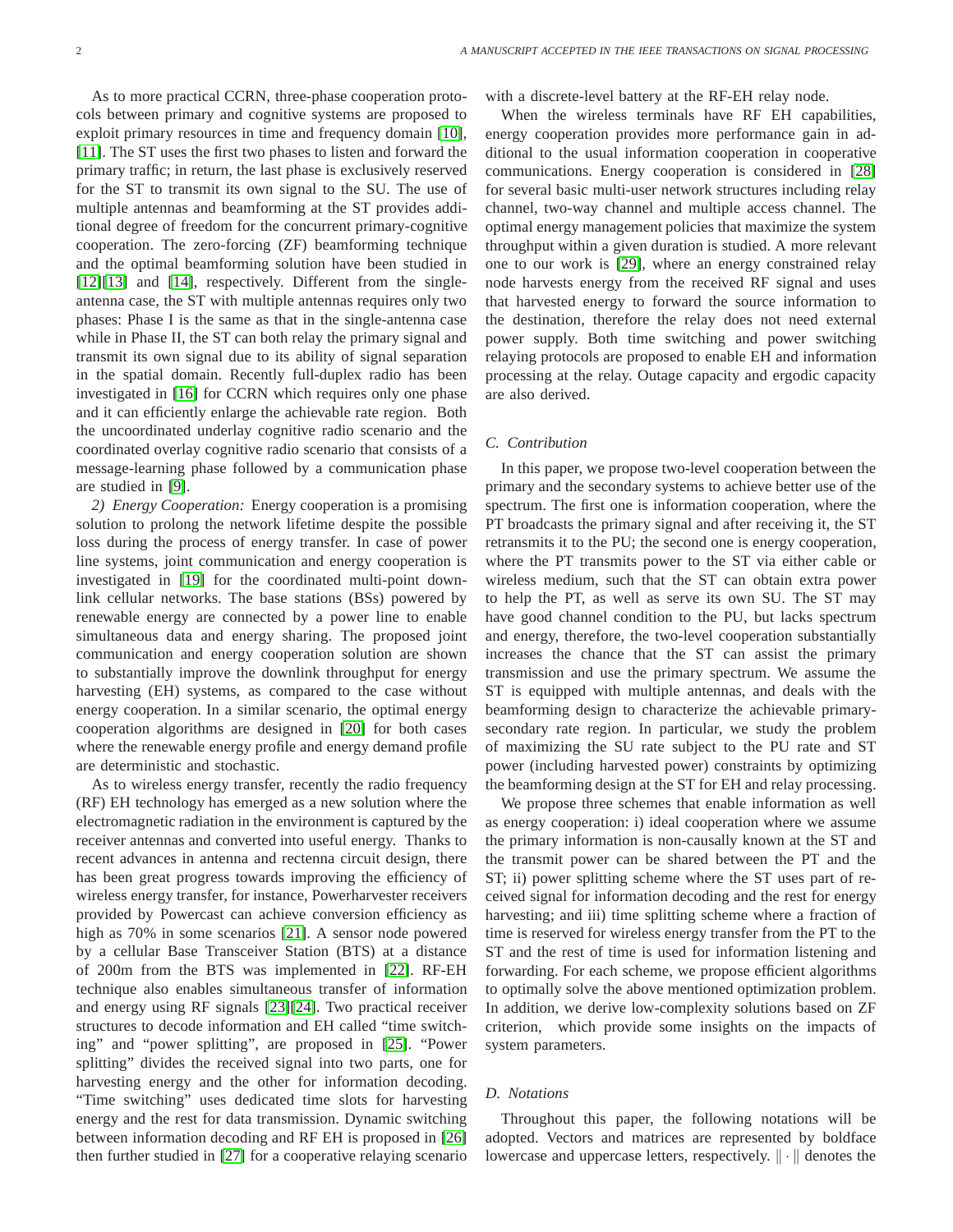As to more practical CCRN, three-phase cooperation protocols between primary and cognitive systems are proposed to exploit primary resources in time and frequency domain [10], [11]. The ST uses the first two phases to listen and forward the primary traffic; in return, the last phase is exclusively reserved for the ST to transmit its own signal to the SU. The use of multiple antennas and beamforming at the ST provides additional degree of freedom for the concurrent primary-cognitive cooperation. The zero-forcing (ZF) beamforming technique and the optimal beamforming solution have been studied in [12][13] and [14], respectively. Different from the single-antenna case, the ST with multiple antennas requires only two phases: Phase I is the same as that in the single-antenna case while in Phase II, the ST can both relay the primary signal and transmit its own signal due to its ability of signal separation in the spatial domain. Recently full-duplex radio has been investigated in [16] for CCRN which requires only one phase and it can efficiently enlarge the achievable rate region. Both the uncoordinated underlay cognitive radio scenario and the coordinated overlay cognitive radio scenario that consists of a message-learning phase followed by a communication phase are studied in [9].

*2) Energy Cooperation:* Energy cooperation is a promising solution to prolong the network lifetime despite the possible loss during the process of energy transfer. In case of power line systems, joint communication and energy cooperation is investigated in [19] for the coordinated multi-point downlink cellular networks. The base stations (BSs) powered by renewable energy are connected by a power line to enable simultaneous data and energy sharing. The proposed joint communication and energy cooperation solution are shown to substantially improve the downlink throughput for energy harvesting (EH) systems, as compared to the case without energy cooperation. In a similar scenario, the optimal energy cooperation algorithms are designed in [20] for both cases where the renewable energy profile and energy demand profile are deterministic and stochastic.

As to wireless energy transfer, recently the radio frequency (RF) EH technology has emerged as a new solution where the electromagnetic radiation in the environment is captured by the receiver antennas and converted into useful energy. Thanks to recent advances in antenna and rectenna circuit design, there has been great progress towards improving the efficiency of wireless energy transfer, for instance, Powerharvester receivers provided by Powercast can achieve conversion efficiency as high as 70% in some scenarios [21]. A sensor node powered by a cellular Base Transceiver Station (BTS) at a distance of 200m from the BTS was implemented in [22]. RF-EH technique also enables simultaneous transfer of information and energy using RF signals [23][24]. Two practical receiver structures to decode information and EH called "time switching" and "power splitting", are proposed in [25]. "Power splitting" divides the received signal into two parts, one for harvesting energy and the other for information decoding. "Time switching" uses dedicated time slots for harvesting energy and the rest for data transmission. Dynamic switching between information decoding and RF EH is proposed in [26] then further studied in [27] for a cooperative relaying scenario with a discrete-level battery at the RF-EH relay node.

When the wireless terminals have RF EH capabilities, energy cooperation provides more performance gain in additional to the usual information cooperation in cooperative communications. Energy cooperation is considered in [28] for several basic multi-user network structures including relay channel, two-way channel and multiple access channel. The optimal energy management policies that maximize the system throughput within a given duration is studied. A more relevant one to our work is [29], where an energy constrained relay node harvests energy from the received RF signal and uses that harvested energy to forward the source information to the destination, therefore the relay does not need external power supply. Both time switching and power switching relaying protocols are proposed to enable EH and information processing at the relay. Outage capacity and ergodic capacity are also derived.

### *C. Contribution*

In this paper, we propose two-level cooperation between the primary and the secondary systems to achieve better use of the spectrum. The first one is information cooperation, where the PT broadcasts the primary signal and after receiving it, the ST retransmits it to the PU; the second one is energy cooperation, where the PT transmits power to the ST via either cable or wireless medium, such that the ST can obtain extra power to help the PT, as well as serve its own SU. The ST may have good channel condition to the PU, but lacks spectrum and energy, therefore, the two-level cooperation substantially increases the chance that the ST can assist the primary transmission and use the primary spectrum. We assume the ST is equipped with multiple antennas, and deals with the beamforming design to characterize the achievable primary-secondary rate region. In particular, we study the problem of maximizing the SU rate subject to the PU rate and ST power (including harvested power) constraints by optimizing the beamforming design at the ST for EH and relay processing.

We propose three schemes that enable information as well as energy cooperation: i) ideal cooperation where we assume the primary information is non-causally known at the ST and the transmit power can be shared between the PT and the ST; ii) power splitting scheme where the ST uses part of received signal for information decoding and the rest for energy harvesting; and iii) time splitting scheme where a fraction of time is reserved for wireless energy transfer from the PT to the ST and the rest of time is used for information listening and forwarding. For each scheme, we propose efficient algorithms to optimally solve the above mentioned optimization problem. In addition, we derive low-complexity solutions based on ZF criterion, which provide some insights on the impacts of system parameters.

### *D. Notations*

Throughout this paper, the following notations will be adopted. Vectors and matrices are represented by boldface lowercase and uppercase letters, respectively. $\|\cdot\|$ denotes the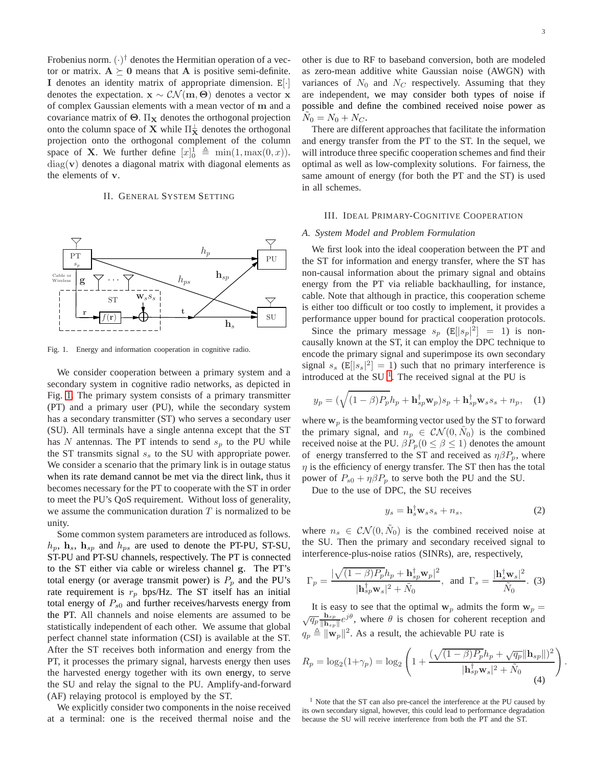Frobenius norm. $(\cdot)^\dagger$ denotes the Hermitian operation of a vector or matrix. $\mathbf{A} \succeq \mathbf{0}$ means that $\mathbf{A}$ is positive semi-definite. $\mathbf{I}$ denotes an identity matrix of appropriate dimension. $\mathtt{E}[\cdot]$ denotes the expectation. $\mathbf{x} \sim \mathcal{CN}(\mathbf{m}, \boldsymbol{\Theta})$ denotes a vector $\mathbf{x}$ of complex Gaussian elements with a mean vector of $\mathbf{m}$ and a covariance matrix of $\boldsymbol{\Theta}$. $\Pi_{\mathbf{X}}$ denotes the orthogonal projection onto the column space of $\mathbf{X}$ while $\Pi_{\mathbf{X}}^{\perp}$ denotes the orthogonal projection onto the orthogonal complement of the column space of $\mathbf{X}$. We further define $[x]_0^1 \triangleq \min(1, \max(0, x))$. $\mathrm{diag}(\mathbf{v})$ denotes a diagonal matrix with diagonal elements as the elements of $\mathbf{v}$.

## II. General System Setting

Fig. 1. Energy and information cooperation in cognitive radio.

We consider cooperation between a primary system and a secondary system in cognitive radio networks, as depicted in Fig. 1. The primary system consists of a primary transmitter (PT) and a primary user (PU), while the secondary system has a secondary transmitter (ST) who serves a secondary user (SU). All terminals have a single antenna except that the ST has $N$ antennas. The PT intends to send $s_p$ to the PU while the ST transmits signal $s_s$ to the SU with appropriate power. We consider a scenario that the primary link is in outage status when its rate demand cannot be met via the direct link, thus it becomes necessary for the PT to cooperate with the ST in order to meet the PU's QoS requirement. Without loss of generality, we assume the communication duration $T$ is normalized to be unity.

Some common system parameters are introduced as follows. $h_p$, $\mathbf{h}_s$, $\mathbf{h}_{sp}$ and $h_{ps}$ are used to denote the PT-PU, ST-SU, ST-PU and PT-SU channels, respectively. The PT is connected to the ST either via cable or wireless channel $\mathbf{g}$. The PT's total energy (or average transmit power) is $P_p$ and the PU's rate requirement is $r_p$ bps/Hz. The ST itself has an initial total energy of $P_{s0}$ and further receives/harvests energy from the PT. All channels and noise elements are assumed to be statistically independent of each other. We assume that global perfect channel state information (CSI) is available at the ST. After the ST receives both information and energy from the PT, it processes the primary signal, harvests energy then uses the harvested energy together with its own energy, to serve the SU and relay the signal to the PU. Amplify-and-forward (AF) relaying protocol is employed by the ST.

We explicitly consider two components in the noise received at a terminal: one is the received thermal noise and the other is due to RF to baseband conversion, both are modeled as zero-mean additive white Gaussian noise (AWGN) with variances of $N_0$ and $N_C$ respectively. Assuming that they are independent, we may consider both types of noise if possible and define the combined received noise power as $\tilde{N}_0 = N_0 + N_C$.

There are different approaches that facilitate the information and energy transfer from the PT to the ST. In the sequel, we will introduce three specific cooperation schemes and find their optimal as well as low-complexity solutions. For fairness, the same amount of energy (for both the PT and the ST) is used in all schemes.

## III. Ideal Primary-Cognitive Cooperation

### A. System Model and Problem Formulation

We first look into the ideal cooperation between the PT and the ST for information and energy transfer, where the ST has non-causal information about the primary signal and obtains energy from the PT via reliable backhaulling, for instance, cable. Note that although in practice, this cooperation scheme is either too difficult or too costly to implement, it provides a performance upper bound for practical cooperation protocols.

Since the primary message $s_p$ ($\mathtt{E}[|s_p|^2] = 1$) is non-causally known at the ST, it can employ the DPC technique to encode the primary signal and superimpose its own secondary signal $s_s$ ($\mathtt{E}[|s_s|^2] = 1$) such that no primary interference is introduced at the SU [1]. The received signal at the PU is

$$y_p = (\sqrt{(1-\beta)P_p}h_p + \mathbf{h}_{sp}^\dagger \mathbf{w}_p)s_p + \mathbf{h}_{sp}^\dagger \mathbf{w}_s s_s + n_p, \quad (1)$$

where $\mathbf{w}_p$ is the beamforming vector used by the ST to forward the primary signal, and $n_p \in \mathcal{CN}(0, \tilde{N}_0)$ is the combined received noise at the PU. $\beta P_p (0 \le \beta \le 1)$ denotes the amount of energy transferred to the ST and received as $\eta \beta P_p$, where $\eta$ is the efficiency of energy transfer. The ST then has the total power of $P_{s0} + \eta\beta P_p$ to serve both the PU and the SU.

Due to the use of DPC, the SU receives

$$y_s = \mathbf{h}_s^\dagger \mathbf{w}_s s_s + n_s, \quad (2)$$

where $n_s \in \mathcal{CN}(0, \tilde{N}_0)$ is the combined received noise at the SU. Then the primary and secondary received signal to interference-plus-noise ratios (SINRs), are, respectively,

$$\Gamma_p = \frac{|\sqrt{(1-\beta)P_p}h_p + \mathbf{h}_{sp}^\dagger \mathbf{w}_p|^2}{|\mathbf{h}_{sp}^\dagger \mathbf{w}_s|^2 + \tilde{N}_0}, \text{ and } \Gamma_s = \frac{|\mathbf{h}_s^\dagger \mathbf{w}_s|^2}{\tilde{N}_0}. \quad (3)$$

It is easy to see that the optimal $\mathbf{w}_p$ admits the form $\mathbf{w}_p = \sqrt{q_p}\frac{\mathbf{h}_{sp}}{\|\mathbf{h}_{sp}\|}e^{j\theta}$, where $\theta$ is chosen for coherent reception and $q_p \triangleq \|\mathbf{w}_p\|^2$. As a result, the achievable PU rate is

$$R_p = \log_2(1+\gamma_p) = \log_2\left(1 + \frac{(\sqrt{(1-\beta)P_p}h_p + \sqrt{q_p}\|\mathbf{h}_{sp}\|)^2}{|\mathbf{h}_{sp}^\dagger \mathbf{w}_s|^2 + \tilde{N}_0}\right). \quad (4)$$

[1] Note that the ST can also pre-cancel the interference at the PU caused by its own secondary signal, however, this could lead to performance degradation because the SU will receive interference from both the PT and the ST.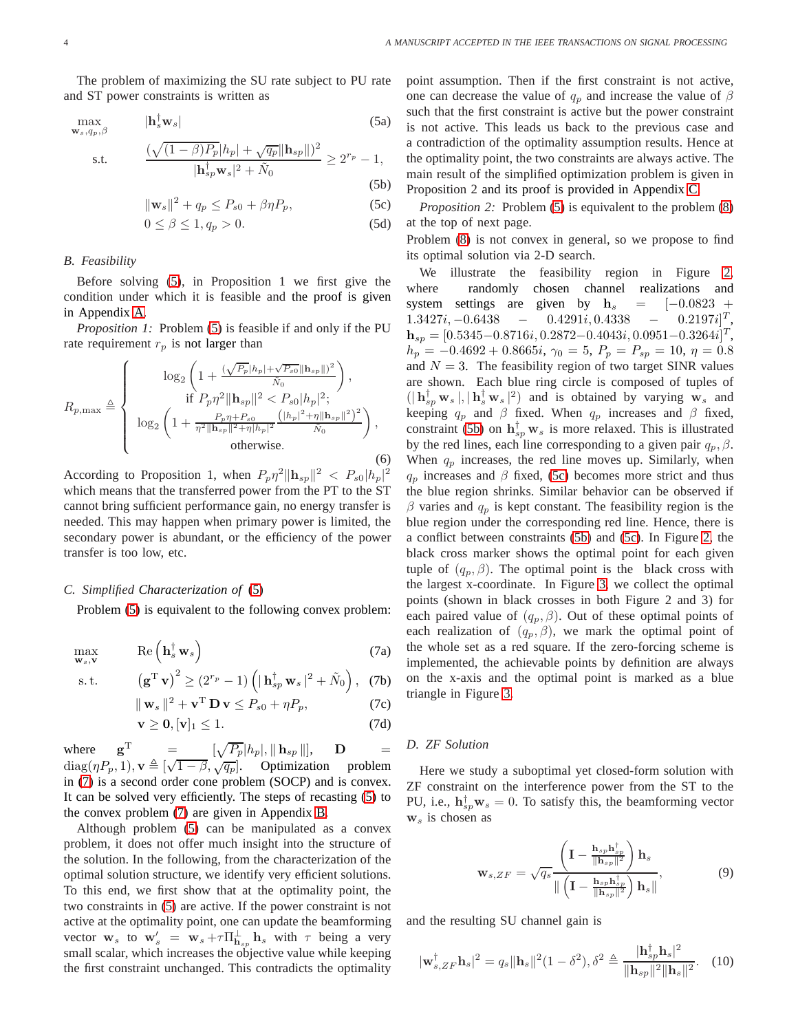The problem of maximizing the SU rate subject to PU rate and ST power constraints is written as

$$\max_{\mathbf{w}_s, q_p, \beta} \quad |\mathbf{h}_s^\dagger \mathbf{w}_s| \tag{5a}$$

$$\text{s.t.} \quad \frac{(\sqrt{(1-\beta)P_p}|h_p| + \sqrt{q_p}\|\mathbf{h}_{sp}\|)^2}{|\mathbf{h}_{sp}^\dagger \mathbf{w}_s|^2 + \tilde{N}_0} \geq 2^{r_p} - 1, \tag{5b}$$

$$\|\mathbf{w}_s\|^2 + q_p \leq P_{s0} + \beta\eta P_p, \tag{5c}$$

$$0 \leq \beta \leq 1, q_p > 0. \tag{5d}$$

### B. Feasibility

Before solving (5), in Proposition 1 we first give the condition under which it is feasible and the proof is given in Appendix A.

*Proposition 1:* Problem (5) is feasible if and only if the PU rate requirement $r_p$ is not larger than

$$R_{p,\max} \triangleq \begin{cases} \log_2\left(1 + \frac{(\sqrt{P_p}|h_p| + \sqrt{P_{s0}}\|\mathbf{h}_{sp}\|)^2}{\tilde{N}_0}\right), \\ \quad \text{if } P_p\eta^2\|\mathbf{h}_{sp}\|^2 < P_{s0}|h_p|^2; \\ \log_2\left(1 + \frac{P_p\eta + P_{s0}}{\eta^2\|\mathbf{h}_{sp}\|^2 + \eta|h_p|^2} \frac{\left(|h_p|^2 + \eta\|\mathbf{h}_{sp}\|^2\right)^2}{\tilde{N}_0}\right), \\ \quad \text{otherwise.} \end{cases} \tag{6}$$

According to Proposition 1, when $P_p\eta^2\|\mathbf{h}_{sp}\|^2 < P_{s0}|h_p|^2$ which means that the transferred power from the PT to the ST cannot bring sufficient performance gain, no energy transfer is needed. This may happen when primary power is limited, the secondary power is abundant, or the efficiency of the power transfer is too low, etc.

### C. Simplified Characterization of (5)

Problem (5) is equivalent to the following convex problem:

$$\max_{\mathbf{w}_s, \mathbf{v}} \quad \text{Re}\left(\mathbf{h}_s^\dagger \mathbf{w}_s\right) \tag{7a}$$

$$\text{s.t.} \quad \left(\mathbf{g}^{\mathrm{T}}\mathbf{v}\right)^2 \geq (2^{r_p} - 1)\left(|\mathbf{h}_{sp}^\dagger \mathbf{w}_s|^2 + \tilde{N}_0\right), \tag{7b}$$

$$\|\mathbf{w}_s\|^2 + \mathbf{v}^{\mathrm{T}}\mathbf{D}\mathbf{v} \leq P_{s0} + \eta P_p, \tag{7c}$$

$$\mathbf{v} \geq \mathbf{0}, [\mathbf{v}]_1 \leq 1. \tag{7d}$$

where $\mathbf{g}^{\mathrm{T}} = [\sqrt{P_p}|h_p|, \|\mathbf{h}_{sp}\|]$, $\mathbf{D} = \text{diag}(\eta P_p, 1), \mathbf{v} \triangleq [\sqrt{1-\beta}, \sqrt{q_p}]$. Optimization problem in (7) is a second order cone problem (SOCP) and is convex. It can be solved very efficiently. The steps of recasting (5) to the convex problem (7) are given in Appendix B.

Although problem (5) can be manipulated as a convex problem, it does not offer much insight into the structure of the solution. In the following, from the characterization of the optimal solution structure, we identify very efficient solutions. To this end, we first show that at the optimality point, the two constraints in (5) are active. If the power constraint is not active at the optimality point, one can update the beamforming vector $\mathbf{w}_s$ to $\mathbf{w}_s' = \mathbf{w}_s + \tau\Pi_{\mathbf{h}_{sp}}^{\perp}\mathbf{h}_s$ with $\tau$ being a very small scalar, which increases the objective value while keeping the first constraint unchanged. This contradicts the optimality point assumption. Then if the first constraint is not active, one can decrease the value of $q_p$ and increase the value of $\beta$ such that the first constraint is active but the power constraint is not active. This leads us back to the previous case and a contradiction of the optimality assumption results. Hence at the optimality point, the two constraints are always active. The main result of the simplified optimization problem is given in Proposition 2 and its proof is provided in Appendix C.

*Proposition 2:* Problem (5) is equivalent to the problem (8) at the top of next page.

Problem (8) is not convex in general, so we propose to find its optimal solution via 2-D search.

We illustrate the feasibility region in Figure 2, where randomly chosen channel realizations and system settings are given by $\mathbf{h}_s = [-0.0823 + 1.3427i, -0.6438 - 0.4291i, 0.4338 - 0.2197i]^T$, $\mathbf{h}_{sp} = [0.5345 - 0.8716i, 0.2872 - 0.4043i, 0.0951 - 0.3264i]^T$, $h_p = -0.4692 + 0.8665i$, $\gamma_0 = 5$, $P_p = P_{sp} = 10$, $\eta = 0.8$ and $N = 3$. The feasibility region of two target SINR values are shown. Each blue ring circle is composed of tuples of $(|\mathbf{h}_{sp}^\dagger \mathbf{w}_s|, |\mathbf{h}_s^\dagger \mathbf{w}_s|^2)$ and is obtained by varying $\mathbf{w}_s$ and keeping $q_p$ and $\beta$ fixed. When $q_p$ increases and $\beta$ fixed, constraint (5b) on $\mathbf{h}_{sp}^\dagger \mathbf{w}_s$ is more relaxed. This is illustrated by the red lines, each line corresponding to a given pair $q_p, \beta$. When $q_p$ increases, the red line moves up. Similarly, when $q_p$ increases and $\beta$ fixed, (5c) becomes more strict and thus the blue region shrinks. Similar behavior can be observed if $\beta$ varies and $q_p$ is kept constant. The feasibility region is the blue region under the corresponding red line. Hence, there is a conflict between constraints (5b) and (5c). In Figure 2, the black cross marker shows the optimal point for each given tuple of $(q_p, \beta)$. The optimal point is the black cross with the largest x-coordinate. In Figure 3, we collect the optimal points (shown in black crosses in both Figure 2 and 3) for each paired value of $(q_p, \beta)$. Out of these optimal points of each realization of $(q_p, \beta)$, we mark the optimal point of the whole set as a red square. If the zero-forcing scheme is implemented, the achievable points by definition are always on the x-axis and the optimal point is marked as a blue triangle in Figure 3.

### D. ZF Solution

Here we study a suboptimal yet closed-form solution with ZF constraint on the interference power from the ST to the PU, i.e., $\mathbf{h}_{sp}^\dagger \mathbf{w}_s = 0$. To satisfy this, the beamforming vector $\mathbf{w}_s$ is chosen as

$$\mathbf{w}_{s,ZF} = \sqrt{q_s}\frac{\left(\mathbf{I} - \frac{\mathbf{h}_{sp}\mathbf{h}_{sp}^\dagger}{\|\mathbf{h}_{sp}\|^2}\right)\mathbf{h}_s}{\|\left(\mathbf{I} - \frac{\mathbf{h}_{sp}\mathbf{h}_{sp}^\dagger}{\|\mathbf{h}_{sp}\|^2}\right)\mathbf{h}_s\|}, \tag{9}$$

and the resulting SU channel gain is

$$|\mathbf{w}_{s,ZF}^\dagger \mathbf{h}_s|^2 = q_s\|\mathbf{h}_s\|^2(1 - \delta^2), \delta^2 \triangleq \frac{|\mathbf{h}_{sp}^\dagger \mathbf{h}_s|^2}{\|\mathbf{h}_{sp}\|^2\|\mathbf{h}_s\|^2}. \tag{10}$$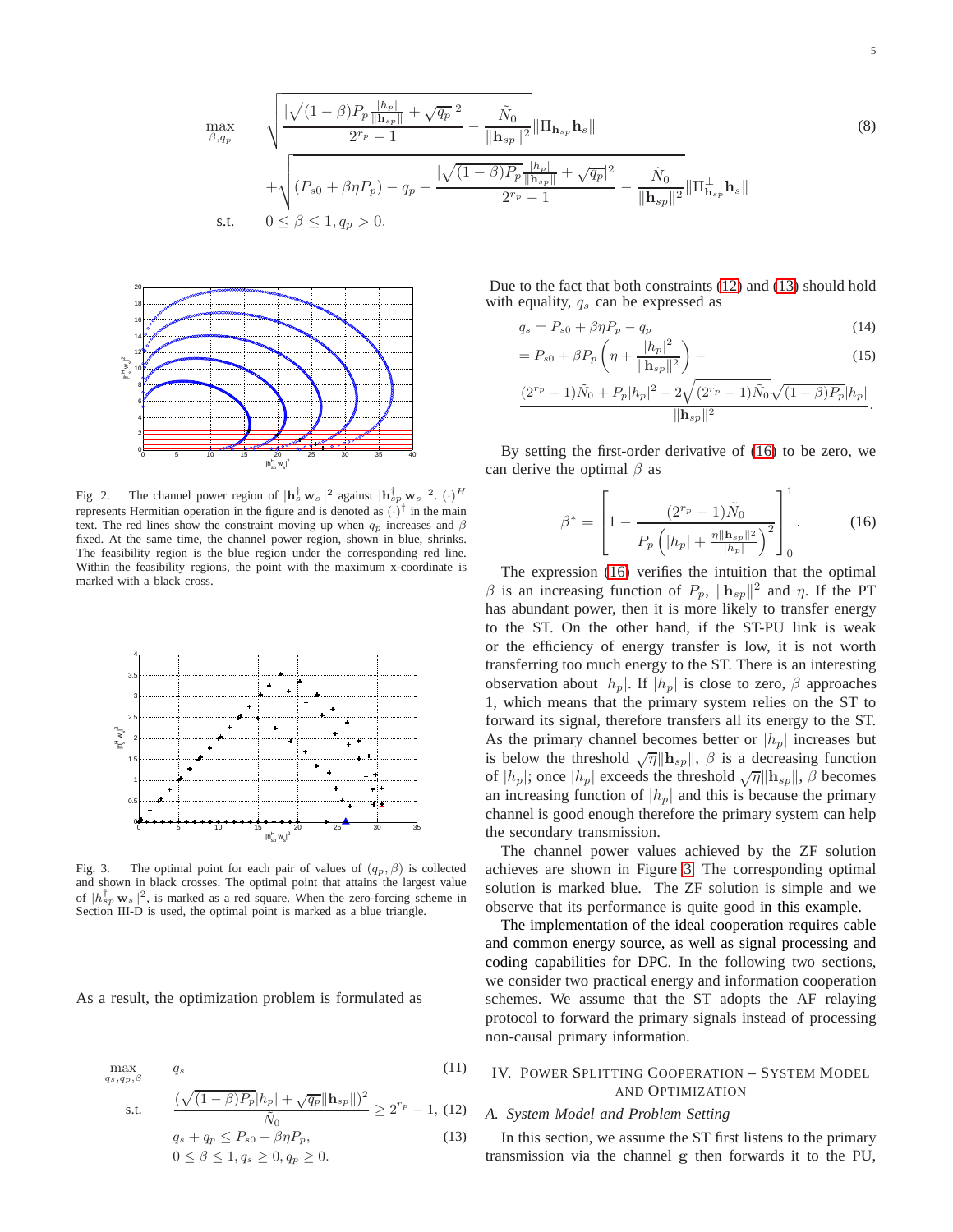$$\max_{\beta, q_p} \quad \sqrt{\frac{|\sqrt{(1-\beta)P_p}\frac{|h_p|}{\|\mathbf{h}_{sp}\|}+\sqrt{q_p}|^2}{2^{r_p}-1} - \frac{\tilde{N}_0}{\|\mathbf{h}_{sp}\|^2}}\|\Pi_{\mathbf{h}_{sp}}\mathbf{h}_s\| \tag{8}$$

$$+\sqrt{(P_{s0}+\beta\eta P_p) - q_p - \frac{|\sqrt{(1-\beta)P_p}\frac{|h_p|}{\|\mathbf{h}_{sp}\|}+\sqrt{q_p}|^2}{2^{r_p}-1} - \frac{\tilde{N}_0}{\|\mathbf{h}_{sp}\|^2}}\|\Pi^{\perp}_{\mathbf{h}_{sp}}\mathbf{h}_s\|$$

$$\text{s.t.} \quad 0 \le \beta \le 1, q_p > 0.$$

Fig. 2. The channel power region of $|\mathbf{h}_s^\dagger \mathbf{w}_s|^2$ against $|\mathbf{h}_{sp}^\dagger \mathbf{w}_s|^2$. $(\cdot)^H$ represents Hermitian operation in the figure and is denoted as $(\cdot)^\dagger$ in the main text. The red lines show the constraint moving up when $q_p$ increases and $\beta$ fixed. At the same time, the channel power region, shown in blue, shrinks. The feasibility region is the blue region under the corresponding red line. Within the feasibility regions, the point with the maximum x-coordinate is marked with a black cross.

Fig. 3. The optimal point for each pair of values of $(q_p, \beta)$ is collected and shown in black crosses. The optimal point that attains the largest value of $|h_{sp}^\dagger \mathbf{w}_s|^2$, is marked as a red square. When the zero-forcing scheme in Section III-D is used, the optimal point is marked as a blue triangle.

As a result, the optimization problem is formulated as

$$\max_{q_s, q_p, \beta} \quad q_s \tag{11}$$

$$\text{s.t.} \quad \frac{(\sqrt{(1-\beta)P_p}|h_p| + \sqrt{q_p}\|\mathbf{h}_{sp}\|)^2}{\tilde{N}_0} \ge 2^{r_p}-1, \tag{12}$$

$$q_s + q_p \le P_{s0} + \beta\eta P_p, \tag{13}$$

$$0 \le \beta \le 1, q_s \ge 0, q_p \ge 0.$$

Due to the fact that both constraints (12) and (13) should hold with equality, $q_s$ can be expressed as

$$q_s = P_{s0} + \beta\eta P_p - q_p \tag{14}$$

$$= P_{s0} + \beta P_p \left(\eta + \frac{|h_p|^2}{\|\mathbf{h}_{sp}\|^2}\right) - \tag{15}$$

$$\frac{(2^{r_p}-1)\tilde{N}_0 + P_p|h_p|^2 - 2\sqrt{(2^{r_p}-1)\tilde{N}_0}\sqrt{(1-\beta)P_p}|h_p|}{\|\mathbf{h}_{sp}\|^2}.$$

By setting the first-order derivative of (16) to be zero, we can derive the optimal $\beta$ as

$$\beta^* = \left[1 - \frac{(2^{r_p}-1)\tilde{N}_0}{P_p\left(|h_p| + \frac{\eta\|\mathbf{h}_{sp}\|^2}{|h_p|}\right)^2}\right]_0^1. \tag{16}$$

The expression (16) verifies the intuition that the optimal $\beta$ is an increasing function of $P_p$, $\|\mathbf{h}_{sp}\|^2$ and $\eta$. If the PT has abundant power, then it is more likely to transfer energy to the ST. On the other hand, if the ST-PU link is weak or the efficiency of energy transfer is low, it is not worth transferring too much energy to the ST. There is an interesting observation about $|h_p|$. If $|h_p|$ is close to zero, $\beta$ approaches 1, which means that the primary system relies on the ST to forward its signal, therefore transfers all its energy to the ST. As the primary channel becomes better or $|h_p|$ increases but is below the threshold $\sqrt{\eta}\|\mathbf{h}_{sp}\|$, $\beta$ is a decreasing function of $|h_p|$; once $|h_p|$ exceeds the threshold $\sqrt{\eta}\|\mathbf{h}_{sp}\|$, $\beta$ becomes an increasing function of $|h_p|$ and this is because the primary channel is good enough therefore the primary system can help the secondary transmission.

The channel power values achieved by the ZF solution achieves are shown in Figure 3. The corresponding optimal solution is marked blue. The ZF solution is simple and we observe that its performance is quite good in this example.

The implementation of the ideal cooperation requires cable and common energy source, as well as signal processing and coding capabilities for DPC. In the following two sections, we consider two practical energy and information cooperation schemes. We assume that the ST adopts the AF relaying protocol to forward the primary signals instead of processing non-causal primary information.

## IV. Power Splitting Cooperation – System Model and Optimization

### A. System Model and Problem Setting

In this section, we assume the ST first listens to the primary transmission via the channel $\mathbf{g}$ then forwards it to the PU,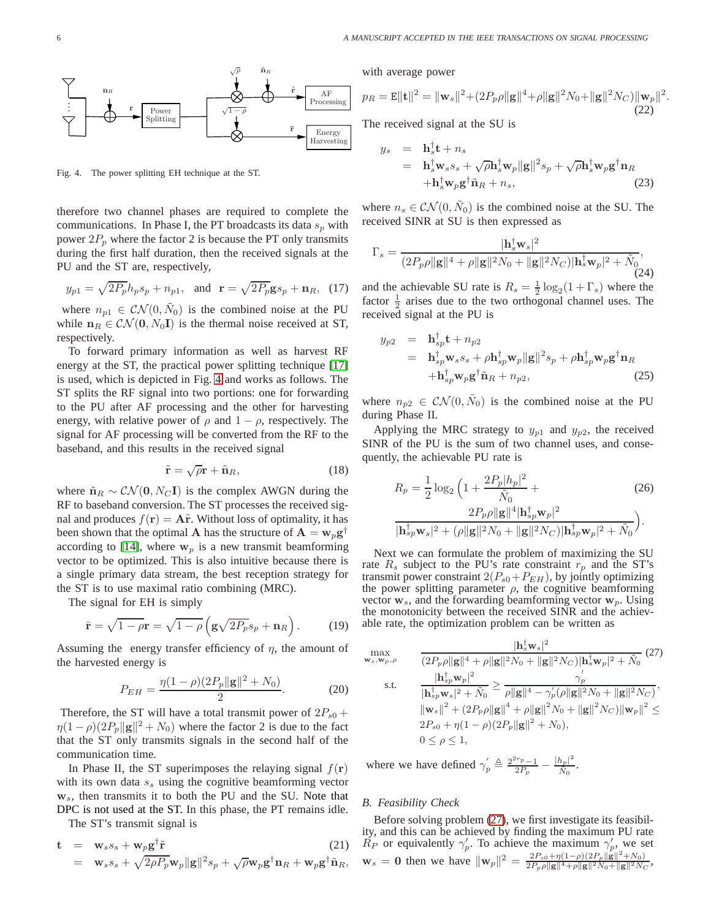Fig. 4. The power splitting EH technique at the ST.

therefore two channel phases are required to complete the communications. In Phase I, the PT broadcasts its data $s_p$ with power $2P_p$ where the factor 2 is because the PT only transmits during the first half duration, then the received signals at the PU and the ST are, respectively,

$$y_{p1} = \sqrt{2P_p} h_p s_p + n_{p1}, \quad \text{and} \quad \mathbf{r} = \sqrt{2P_p}\mathbf{g} s_p + \mathbf{n}_R, \quad (17)$$

where $n_{p1} \in \mathcal{CN}(0, \tilde{N}_0)$ is the combined noise at the PU while $\mathbf{n}_R \in \mathcal{CN}(\mathbf{0}, N_0\mathbf{I})$ is the thermal noise received at ST, respectively.

To forward primary information as well as harvest RF energy at the ST, the practical power splitting technique [17] is used, which is depicted in Fig. 4 and works as follows. The ST splits the RF signal into two portions: one for forwarding to the PU after AF processing and the other for harvesting energy, with relative power of $\rho$ and $1-\rho$, respectively. The signal for AF processing will be converted from the RF to the baseband, and this results in the received signal

$$\tilde{\mathbf{r}} = \sqrt{\rho}\mathbf{r} + \tilde{\mathbf{n}}_R, \quad (18)$$

where $\tilde{\mathbf{n}}_R \sim \mathcal{CN}(\mathbf{0}, N_C\mathbf{I})$ is the complex AWGN during the RF to baseband conversion. The ST processes the received signal and produces $f(\mathbf{r}) = \mathbf{A}\tilde{\mathbf{r}}$. Without loss of optimality, it has been shown that the optimal $\mathbf{A}$ has the structure of $\mathbf{A} = \mathbf{w}_p \mathbf{g}^\dagger$ according to [14], where $\mathbf{w}_p$ is a new transmit beamforming vector to be optimized. This is also intuitive because there is a single primary data stream, the best reception strategy for the ST is to use maximal ratio combining (MRC).

The signal for EH is simply

$$\bar{\mathbf{r}} = \sqrt{1-\rho}\mathbf{r} = \sqrt{1-\rho}\left(\mathbf{g}\sqrt{2P_p} s_p + \mathbf{n}_R\right). \quad (19)$$

Assuming the energy transfer efficiency of $\eta$, the amount of the harvested energy is

$$P_{EH} = \frac{\eta(1-\rho)(2P_p\|\mathbf{g}\|^2 + N_0)}{2}. \quad (20)$$

Therefore, the ST will have a total transmit power of $2P_{s0} + \eta(1-\rho)(2P_p\|\mathbf{g}\|^2 + N_0)$ where the factor 2 is due to the fact that the ST only transmits signals in the second half of the communication time.

In Phase II, the ST superimposes the relaying signal $f(\mathbf{r})$ with its own data $s_s$ using the cognitive beamforming vector $\mathbf{w}_s$, then transmits it to both the PU and the SU. Note that DPC is not used at the ST. In this phase, the PT remains idle.

The ST's transmit signal is

$$\begin{aligned}
\mathbf{t} &= \mathbf{w}_s s_s + \mathbf{w}_p \mathbf{g}^\dagger \tilde{\mathbf{r}} \quad (21)\\
&= \mathbf{w}_s s_s + \sqrt{2\rho P_p}\mathbf{w}_p \|\mathbf{g}\|^2 s_p + \sqrt{\rho}\mathbf{w}_p \mathbf{g}^\dagger \mathbf{n}_R + \mathbf{w}_p \mathbf{g}^\dagger \tilde{\mathbf{n}}_R,
\end{aligned}$$

with average power

$$p_R = \mathrm{E}\|\mathbf{t}\|^2 = \|\mathbf{w}_s\|^2 + (2P_p\rho\|\mathbf{g}\|^4 + \rho\|\mathbf{g}\|^2 N_0 + \|\mathbf{g}\|^2 N_C)\|\mathbf{w}_p\|^2. \quad (22)$$

The received signal at the SU is

$$\begin{aligned}
y_s &= \mathbf{h}_s^\dagger \mathbf{t} + n_s\\
&= \mathbf{h}_s^\dagger \mathbf{w}_s s_s + \sqrt{\rho}\mathbf{h}_s^\dagger \mathbf{w}_p \|\mathbf{g}\|^2 s_p + \sqrt{\rho}\mathbf{h}_s^\dagger \mathbf{w}_p \mathbf{g}^\dagger \mathbf{n}_R\\
&\quad + \mathbf{h}_s^\dagger \mathbf{w}_p \mathbf{g}^\dagger \tilde{\mathbf{n}}_R + n_s, \quad (23)
\end{aligned}$$

where $n_s \in \mathcal{CN}(0, \tilde{N}_0)$ is the combined noise at the SU. The received SINR at SU is then expressed as

$$\Gamma_s = \frac{|\mathbf{h}_s^\dagger \mathbf{w}_s|^2}{(2P_p\rho\|\mathbf{g}\|^4 + \rho\|\mathbf{g}\|^2 N_0 + \|\mathbf{g}\|^2 N_C)|\mathbf{h}_s^\dagger \mathbf{w}_p|^2 + \tilde{N}_0}, \quad (24)$$

and the achievable SU rate is $R_s = \frac{1}{2}\log_2(1+\Gamma_s)$ where the factor $\frac{1}{2}$ arises due to the two orthogonal channel uses. The received signal at the PU is

$$\begin{aligned}
y_{p2} &= \mathbf{h}_{sp}^\dagger \mathbf{t} + n_{p2}\\
&= \mathbf{h}_{sp}^\dagger \mathbf{w}_s s_s + \rho\mathbf{h}_{sp}^\dagger \mathbf{w}_p \|\mathbf{g}\|^2 s_p + \rho\mathbf{h}_{sp}^\dagger \mathbf{w}_p \mathbf{g}^\dagger \mathbf{n}_R\\
&\quad + \mathbf{h}_{sp}^\dagger \mathbf{w}_p \mathbf{g}^\dagger \tilde{\mathbf{n}}_R + n_{p2}, \quad (25)
\end{aligned}$$

where $n_{p2} \in \mathcal{CN}(0, \tilde{N}_0)$ is the combined noise at the PU during Phase II.

Applying the MRC strategy to $y_{p1}$ and $y_{p2}$, the received SINR of the PU is the sum of two channel uses, and consequently, the achievable PU rate is

$$\begin{aligned}
R_p = \frac{1}{2}\log_2\Big(1 + \frac{2P_p|h_p|^2}{\tilde{N}_0} + \quad (26)\\
\frac{2P_p\rho\|\mathbf{g}\|^4|\mathbf{h}_{sp}^\dagger \mathbf{w}_p|^2}{|\mathbf{h}_{sp}^\dagger \mathbf{w}_s|^2 + (\rho\|\mathbf{g}\|^2 N_0 + \|\mathbf{g}\|^2 N_C)|\mathbf{h}_{sp}^\dagger \mathbf{w}_p|^2 + \tilde{N}_0}\Big).
\end{aligned}$$

Next we can formulate the problem of maximizing the SU rate $R_s$ subject to the PU's rate constraint $r_p$ and the ST's transmit power constraint $2(P_{s0}+P_{EH})$, by jointly optimizing the power splitting parameter $\rho$, the cognitive beamforming vector $\mathbf{w}_s$, and the forwarding beamforming vector $\mathbf{w}_p$. Using the monotonicity between the received SINR and the achievable rate, the optimization problem can be written as

$$\begin{aligned}
\max_{\mathbf{w}_s, \mathbf{w}_p, \rho} \quad & \frac{|\mathbf{h}_s^\dagger \mathbf{w}_s|^2}{(2P_p\rho\|\mathbf{g}\|^4 + \rho\|\mathbf{g}\|^2 N_0 + \|\mathbf{g}\|^2 N_C)|\mathbf{h}_s^\dagger \mathbf{w}_p|^2 + \tilde{N}_0} \quad (27)\\
\text{s.t.} \quad & \frac{|\mathbf{h}_{sp}^\dagger \mathbf{w}_p|^2}{|\mathbf{h}_{sp}^\dagger \mathbf{w}_s|^2 + \tilde{N}_0} \geq \frac{\gamma_p'}{\rho\|\mathbf{g}\|^4 - \gamma_p'(\rho\|\mathbf{g}\|^2 N_0 + \|\mathbf{g}\|^2 N_C)},\\
& \|\mathbf{w}_s\|^2 + (2P_p\rho\|\mathbf{g}\|^4 + \rho\|\mathbf{g}\|^2 N_0 + \|\mathbf{g}\|^2 N_C)\|\mathbf{w}_p\|^2 \leq\\
& 2P_{s0} + \eta(1-\rho)(2P_p\|\mathbf{g}\|^2 + N_0),\\
& 0 \leq \rho \leq 1,
\end{aligned}$$

where we have defined $\gamma_p' \triangleq \frac{2^{2r_p}-1}{2P_p} - \frac{|h_p|^2}{\tilde{N}_0}$.

### B. Feasibility Check

Before solving problem (27), we first investigate its feasibility, and this can be achieved by finding the maximum PU rate $R_P$ or equivalently $\gamma_p'$. To achieve the maximum $\gamma_p'$, we set $\mathbf{w}_s = \mathbf{0}$ then we have $\|\mathbf{w}_p\|^2 = \frac{2P_{s0}+\eta(1-\rho)(2P_p\|\mathbf{g}\|^2+N_0)}{2P_p\rho\|\mathbf{g}\|^4+\rho\|\mathbf{g}\|^2 N_0+\|\mathbf{g}\|^2 N_C}$,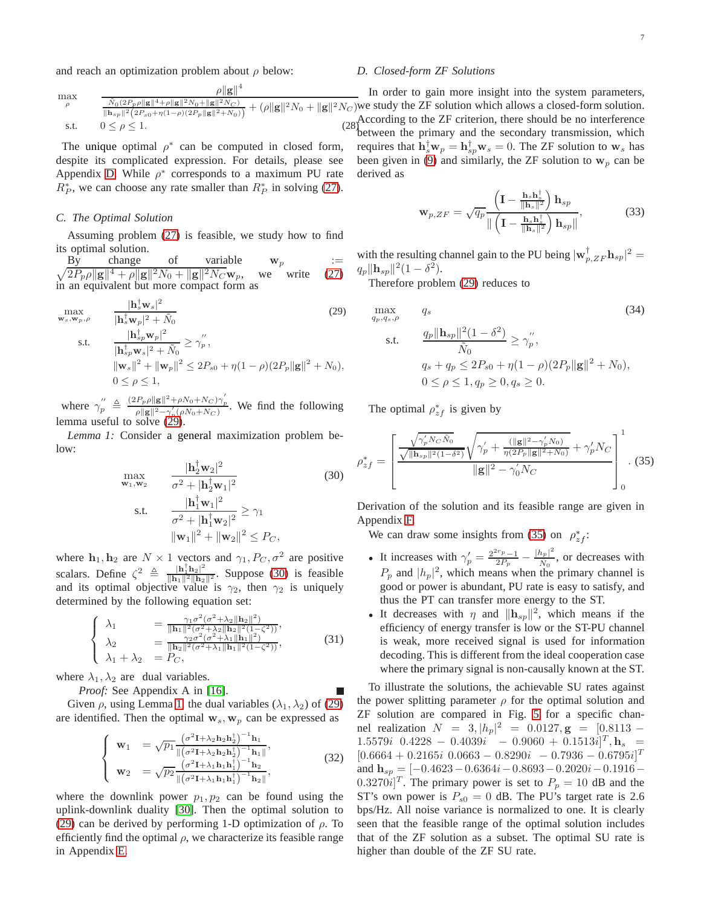and reach an optimization problem about $\rho$ below:

$$
\begin{aligned}
\max_{\rho} \quad & \frac{\rho\|\mathbf{g}\|^4}{\frac{\tilde{N}_0(2P_p\rho\|\mathbf{g}\|^4+\rho\|\mathbf{g}\|^2N_0+\|\mathbf{g}\|^2N_C)}{\|\mathbf{h}_{sp}\|^2\left(2P_{s0}+\eta(1-\rho)(2P_p\|\mathbf{g}\|^2+N_0)\right)}+(\rho\|\mathbf{g}\|^2N_0+\|\mathbf{g}\|^2N_C)} \\
\text{s.t.} \quad & 0 \le \rho \le 1.
\end{aligned}
\tag{28}
$$

The unique optimal $\rho^*$ can be computed in closed form, despite its complicated expression. For details, please see Appendix D. While $\rho^*$ corresponds to a maximum PU rate $R_P^*$, we can choose any rate smaller than $R_P^*$ in solving (27).

### C. The Optimal Solution

Assuming problem (27) is feasible, we study how to find its optimal solution.

By change of variable $\mathbf{w}_p := \sqrt{2P_p\rho\|\mathbf{g}\|^4+\rho\|\mathbf{g}\|^2N_0+\|\mathbf{g}\|^2N_C}\mathbf{w}_p$, we write (27) in an equivalent but more compact form as

$$
\begin{aligned}
\max_{\mathbf{w}_s,\mathbf{w}_p,\rho} \quad & \frac{|\mathbf{h}_s^\dagger\mathbf{w}_s|^2}{|\mathbf{h}_s^\dagger\mathbf{w}_p|^2+\tilde{N}_0} \\
\text{s.t.} \quad & \frac{|\mathbf{h}_{sp}^\dagger\mathbf{w}_p|^2}{|\mathbf{h}_{sp}^\dagger\mathbf{w}_s|^2+\tilde{N}_0} \ge \gamma_p^{''}, \\
& \|\mathbf{w}_s\|^2+\|\mathbf{w}_p\|^2 \le 2P_{s0}+\eta(1-\rho)(2P_p\|\mathbf{g}\|^2+N_0), \\
& 0 \le \rho \le 1,
\end{aligned}
\tag{29}
$$

where $\gamma_p^{''} \triangleq \frac{(2P_p\rho\|\mathbf{g}\|^2+\rho N_0+N_C)\gamma_p^{'}}{\rho\|\mathbf{g}\|^2-\gamma_p^{'}(\rho N_0+N_C)}$. We find the following lemma useful to solve (29).

*Lemma 1:* Consider a general maximization problem below:

$$
\begin{aligned}
\max_{\mathbf{w}_1,\mathbf{w}_2} \quad & \frac{|\mathbf{h}_2^\dagger\mathbf{w}_2|^2}{\sigma^2+|\mathbf{h}_2^\dagger\mathbf{w}_1|^2} \\
\text{s.t.} \quad & \frac{|\mathbf{h}_1^\dagger\mathbf{w}_1|^2}{\sigma^2+|\mathbf{h}_1^\dagger\mathbf{w}_2|^2} \ge \gamma_1 \\
& \|\mathbf{w}_1\|^2+\|\mathbf{w}_2\|^2 \le P_C,
\end{aligned}
\tag{30}
$$

where $\mathbf{h}_1,\mathbf{h}_2$ are $N\times 1$ vectors and $\gamma_1, P_C, \sigma^2$ are positive scalars. Define $\zeta^2 \triangleq \frac{|\mathbf{h}_1^\dagger\mathbf{h}_2|^2}{\|\mathbf{h}_1\|^2\|\mathbf{h}_2\|^2}$. Suppose (30) is feasible and its optimal objective value is $\gamma_2$, then $\gamma_2$ is uniquely determined by the following equation set:

$$
\begin{cases}
\lambda_1 &= \frac{\gamma_1\sigma^2(\sigma^2+\lambda_2\|\mathbf{h}_2\|^2)}{\|\mathbf{h}_1\|^2(\sigma^2+\lambda_2\|\mathbf{h}_2\|^2(1-\zeta^2))}, \\
\lambda_2 &= \frac{\gamma_2\sigma^2(\sigma^2+\lambda_1\|\mathbf{h}_1\|^2)}{\|\mathbf{h}_2\|^2(\sigma^2+\lambda_1\|\mathbf{h}_1\|^2(1-\zeta^2))}, \\
\lambda_1+\lambda_2 &= P_C,
\end{cases}
\tag{31}
$$

where $\lambda_1, \lambda_2$ are dual variables.

*Proof:* See Appendix A in [16]. ∎

Given $\rho$, using Lemma 1, the dual variables $(\lambda_1, \lambda_2)$ of (29) are identified. Then the optimal $\mathbf{w}_s, \mathbf{w}_p$ can be expressed as

$$
\begin{cases}
\mathbf{w}_1 &= \sqrt{p_1}\frac{\left(\sigma^2\mathbf{I}+\lambda_2\mathbf{h}_2\mathbf{h}_2^\dagger\right)^{-1}\mathbf{h}_1}{\|\left(\sigma^2\mathbf{I}+\lambda_2\mathbf{h}_2\mathbf{h}_2^\dagger\right)^{-1}\mathbf{h}_1\|}, \\
\mathbf{w}_2 &= \sqrt{p_2}\frac{\left(\sigma^2\mathbf{I}+\lambda_1\mathbf{h}_1\mathbf{h}_1^\dagger\right)^{-1}\mathbf{h}_2}{\|\left(\sigma^2\mathbf{I}+\lambda_1\mathbf{h}_1\mathbf{h}_1^\dagger\right)^{-1}\mathbf{h}_2\|},
\end{cases}
\tag{32}
$$

where the downlink power $p_1, p_2$ can be found using the uplink-downlink duality [30]. Then the optimal solution to (29) can be derived by performing 1-D optimization of $\rho$. To efficiently find the optimal $\rho$, we characterize its feasible range in Appendix E.

### D. Closed-form ZF Solutions

In order to gain more insight into the system parameters, we study the ZF solution which allows a closed-form solution. According to the ZF criterion, there should be no interference between the primary and the secondary transmission, which requires that $\mathbf{h}_s^\dagger\mathbf{w}_p = \mathbf{h}_{sp}^\dagger\mathbf{w}_s = 0$. The ZF solution to $\mathbf{w}_s$ has been given in (9) and similarly, the ZF solution to $\mathbf{w}_p$ can be derived as

$$
\mathbf{w}_{p,ZF} = \sqrt{q_p}\frac{\left(\mathbf{I}-\frac{\mathbf{h}_s\mathbf{h}_s^\dagger}{\|\mathbf{h}_s\|^2}\right)\mathbf{h}_{sp}}{\|\left(\mathbf{I}-\frac{\mathbf{h}_s\mathbf{h}_s^\dagger}{\|\mathbf{h}_s\|^2}\right)\mathbf{h}_{sp}\|},
\tag{33}
$$

with the resulting channel gain to the PU being $|\mathbf{w}_{p,ZF}^\dagger\mathbf{h}_{sp}|^2 = q_p\|\mathbf{h}_{sp}\|^2(1-\delta^2)$.

Therefore problem (29) reduces to

$$
\begin{aligned}
\max_{q_p,q_s,\rho} \quad & q_s \\
\text{s.t.} \quad & \frac{q_p\|\mathbf{h}_{sp}\|^2(1-\delta^2)}{\tilde{N}_0} \ge \gamma_p^{''}, \\
& q_s+q_p \le 2P_{s0}+\eta(1-\rho)(2P_p\|\mathbf{g}\|^2+N_0), \\
& 0 \le \rho \le 1, q_p \ge 0, q_s \ge 0.
\end{aligned}
\tag{34}
$$

The optimal $\rho_{zf}^*$ is given by

$$
\rho_{zf}^* = \left[\frac{\frac{\sqrt{\gamma_p^{'}N_C\tilde{N}_0}}{\sqrt{\|\mathbf{h}_{sp}\|^2(1-\delta^2)}}\sqrt{\gamma_p^{'}+\frac{(\|\mathbf{g}\|^2-\gamma_p^{'}N_0)}{\eta(2P_p\|\mathbf{g}\|^2+N_0)}}+\gamma_p^{'}N_C}{\|\mathbf{g}\|^2-\gamma_0^{'}N_C}\right]_0^1.
\tag{35}
$$

Derivation of the solution and its feasible range are given in Appendix F.

We can draw some insights from (35) on $\rho_{zf}^*$:

- It increases with $\gamma_p^{'} = \frac{2^{2r_p}-1}{2P_p} - \frac{|h_p|^2}{N_0}$, or decreases with $P_p$ and $|h_p|^2$, which means when the primary channel is good or power is abundant, PU rate is easy to satisfy, and thus the PT can transfer more energy to the ST.
- It decreases with $\eta$ and $\|\mathbf{h}_{sp}\|^2$, which means if the efficiency of energy transfer is low or the ST-PU channel is weak, more received signal is used for information decoding. This is different from the ideal cooperation case where the primary signal is non-causally known at the ST.

To illustrate the solutions, the achievable SU rates against the power splitting parameter $\rho$ for the optimal solution and ZF solution are compared in Fig. 5 for a specific channel realization $N = 3, |h_p|^2 = 0.0127, \mathbf{g} = [0.8113 - 1.5579i \;\; 0.4228 - 0.4039i \;\; -0.9060 + 0.1513i]^T, \mathbf{h}_s = [0.6664 + 0.2165i \;\; 0.0663 - 0.8290i \;\; -0.7936 - 0.6795i]^T$ and $\mathbf{h}_{sp} = [-0.4623 - 0.6364i - 0.8693 - 0.2020i - 0.1916 - 0.3270i]^T$. The primary power is set to $P_p = 10$ dB and the ST's own power is $P_{s0} = 0$ dB. The PU's target rate is 2.6 bps/Hz. All noise variance is normalized to one. It is clearly seen that the feasible range of the optimal solution includes that of the ZF solution as a subset. The optimal SU rate is higher than double of the ZF SU rate.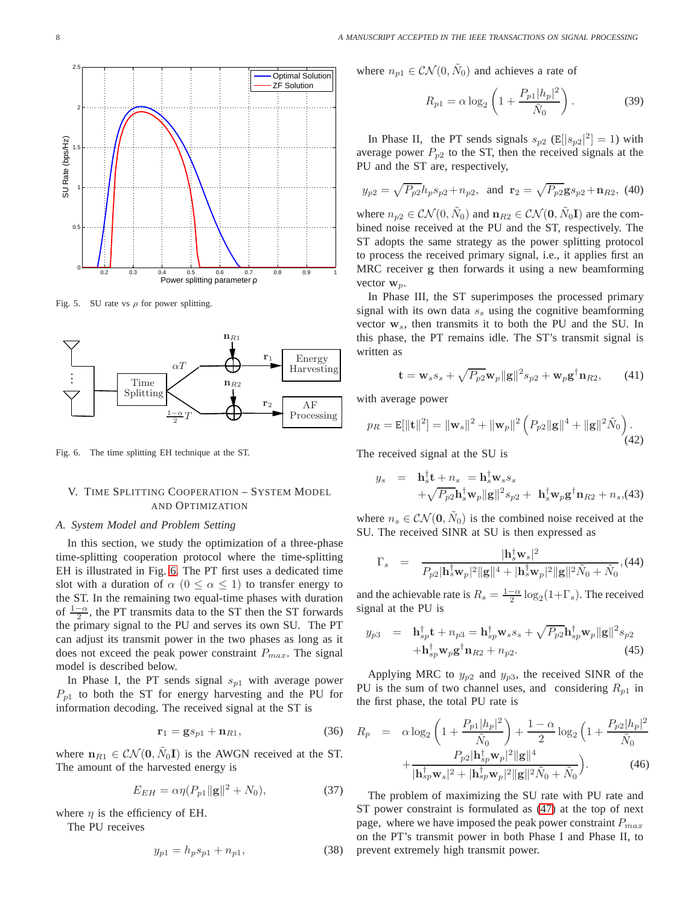Fig. 5. SU rate vs $\rho$ for power splitting.

Fig. 6. The time splitting EH technique at the ST.

## V. Time Splitting Cooperation – System Model and Optimization

### A. System Model and Problem Setting

In this section, we study the optimization of a three-phase time-splitting cooperation protocol where the time-splitting EH is illustrated in Fig. 6. The PT first uses a dedicated time slot with a duration of $\alpha$ $(0 \le \alpha \le 1)$ to transfer energy to the ST. In the remaining two equal-time phases with duration of $\frac{1-\alpha}{2}$, the PT transmits data to the ST then the ST forwards the primary signal to the PU and serves its own SU. The PT can adjust its transmit power in the two phases as long as it does not exceed the peak power constraint $P_{max}$. The signal model is described below.

In Phase I, the PT sends signal $s_{p1}$ with average power $P_{p1}$ to both the ST for energy harvesting and the PU for information decoding. The received signal at the ST is

$$\mathbf{r}_1 = \mathbf{g} s_{p1} + \mathbf{n}_{R1}, \tag{36}$$

where $\mathbf{n}_{R1} \in \mathcal{CN}(\mathbf{0}, \tilde{N}_0 \mathbf{I})$ is the AWGN received at the ST. The amount of the harvested energy is

$$E_{EH} = \alpha\eta(P_{p1}\|\mathbf{g}\|^2 + N_0), \tag{37}$$

where $\eta$ is the efficiency of EH.

The PU receives

$$y_{p1} = h_p s_{p1} + n_{p1}, \tag{38}$$

where $n_{p1} \in \mathcal{CN}(0, \tilde{N}_0)$ and achieves a rate of

$$R_{p1} = \alpha \log_2\left(1 + \frac{P_{p1}|h_p|^2}{\tilde{N}_0}\right). \tag{39}$$

In Phase II, the PT sends signals $s_{p2}$ ($\mathrm{E}[|s_{p2}|^2] = 1$) with average power $P_{p2}$ to the ST, then the received signals at the PU and the ST are, respectively,

$$y_{p2} = \sqrt{P_{p2}} h_p s_{p2} + n_{p2}, \text{ and } \mathbf{r}_2 = \sqrt{P_{p2}} \mathbf{g} s_{p2} + \mathbf{n}_{R2}, \tag{40}$$

where $n_{p2} \in \mathcal{CN}(0, \tilde{N}_0)$ and $\mathbf{n}_{R2} \in \mathcal{CN}(\mathbf{0}, \tilde{N}_0 \mathbf{I})$ are the combined noise received at the PU and the ST, respectively. The ST adopts the same strategy as the power splitting protocol to process the received primary signal, i.e., it applies first an MRC receiver $\mathbf{g}$ then forwards it using a new beamforming vector $\mathbf{w}_p$.

In Phase III, the ST superimposes the processed primary signal with its own data $s_s$ using the cognitive beamforming vector $\mathbf{w}_s$, then transmits it to both the PU and the SU. In this phase, the PT remains idle. The ST's transmit signal is written as

$$\mathbf{t} = \mathbf{w}_s s_s + \sqrt{P_{p2}} \mathbf{w}_p \|\mathbf{g}\|^2 s_{p2} + \mathbf{w}_p \mathbf{g}^\dagger \mathbf{n}_{R2}, \tag{41}$$

with average power

$$p_R = \mathrm{E}[\|\mathbf{t}\|^2] = \|\mathbf{w}_s\|^2 + \|\mathbf{w}_p\|^2 \left(P_{p2}\|\mathbf{g}\|^4 + \|\mathbf{g}\|^2 \tilde{N}_0\right). \tag{42}$$

The received signal at the SU is

$$\begin{aligned} y_s &= \mathbf{h}_s^\dagger \mathbf{t} + n_s = \mathbf{h}_s^\dagger \mathbf{w}_s s_s \\ &\quad + \sqrt{P_{p2}} \mathbf{h}_s^\dagger \mathbf{w}_p \|\mathbf{g}\|^2 s_{p2} + \mathbf{h}_s^\dagger \mathbf{w}_p \mathbf{g}^\dagger \mathbf{n}_{R2} + n_s, \end{aligned} \tag{43}$$

where $n_s \in \mathcal{CN}(\mathbf{0}, \tilde{N}_0)$ is the combined noise received at the SU. The received SINR at SU is then expressed as

$$\Gamma_s = \frac{|\mathbf{h}_s^\dagger \mathbf{w}_s|^2}{P_{p2}|\mathbf{h}_s^\dagger \mathbf{w}_p|^2 \|\mathbf{g}\|^4 + |\mathbf{h}_s^\dagger \mathbf{w}_p|^2 \|\mathbf{g}\|^2 \tilde{N}_0 + \tilde{N}_0}, \tag{44}$$

and the achievable rate is $R_s = \frac{1-\alpha}{2}\log_2(1+\Gamma_s)$. The received signal at the PU is

$$\begin{aligned} y_{p3} &= \mathbf{h}_{sp}^\dagger \mathbf{t} + n_{p3} = \mathbf{h}_{sp}^\dagger \mathbf{w}_s s_s + \sqrt{P_{p2}} \mathbf{h}_{sp}^\dagger \mathbf{w}_p \|\mathbf{g}\|^2 s_{p2} \\ &\quad + \mathbf{h}_{sp}^\dagger \mathbf{w}_p \mathbf{g}^\dagger \mathbf{n}_{R2} + n_{p2}. \end{aligned} \tag{45}$$

Applying MRC to $y_{p2}$ and $y_{p3}$, the received SINR of the PU is the sum of two channel uses, and considering $R_{p1}$ in the first phase, the total PU rate is

$$\begin{aligned} R_p &= \alpha \log_2\left(1 + \frac{P_{p1}|h_p|^2}{\tilde{N}_0}\right) + \frac{1-\alpha}{2}\log_2\left(1 + \frac{P_{p2}|h_p|^2}{\tilde{N}_0}\right. \\ &\quad \left. + \frac{P_{p2}|\mathbf{h}_{sp}^\dagger \mathbf{w}_p|^2 \|\mathbf{g}\|^4}{|\mathbf{h}_{sp}^\dagger \mathbf{w}_s|^2 + |\mathbf{h}_{sp}^\dagger \mathbf{w}_p|^2 \|\mathbf{g}\|^2 \tilde{N}_0 + \tilde{N}_0}\right). \end{aligned} \tag{46}$$

The problem of maximizing the SU rate with PU rate and ST power constraint is formulated as (47) at the top of next page, where we have imposed the peak power constraint $P_{max}$ on the PT's transmit power in both Phase I and Phase II, to prevent extremely high transmit power.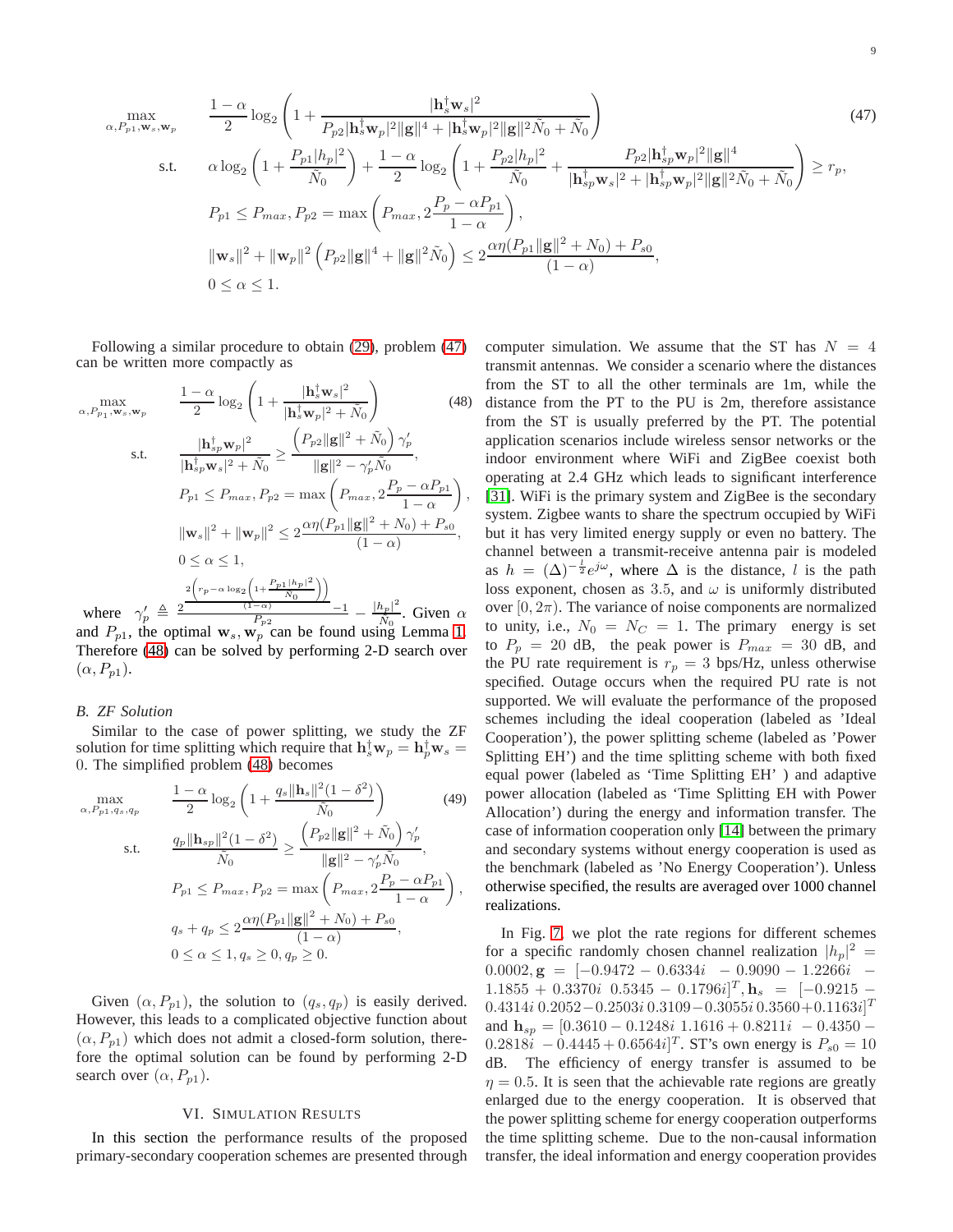$$\begin{aligned}
\max_{\alpha, P_{p1}, \mathbf{w}_s, \mathbf{w}_p} \quad & \frac{1-\alpha}{2}\log_2\left(1+\frac{|\mathbf{h}_s^\dagger \mathbf{w}_s|^2}{P_{p2}|\mathbf{h}_s^\dagger \mathbf{w}_p|^2\|\mathbf{g}\|^4+|\mathbf{h}_s^\dagger \mathbf{w}_p|^2\|\mathbf{g}\|^2\tilde{N}_0+\tilde{N}_0}\right) \\
\text{s.t.} \quad & \alpha\log_2\left(1+\frac{P_{p1}|h_p|^2}{\tilde{N}_0}\right)+\frac{1-\alpha}{2}\log_2\left(1+\frac{P_{p2}|h_p|^2}{\tilde{N}_0}+\frac{P_{p2}|\mathbf{h}_{sp}^\dagger \mathbf{w}_p|^2\|\mathbf{g}\|^4}{|\mathbf{h}_{sp}^\dagger \mathbf{w}_s|^2+|\mathbf{h}_{sp}^\dagger \mathbf{w}_p|^2\|\mathbf{g}\|^2\tilde{N}_0+\tilde{N}_0}\right)\geq r_p, \\
& P_{p1}\leq P_{max}, P_{p2}=\max\left(P_{max}, 2\frac{P_p-\alpha P_{p1}}{1-\alpha}\right), \\
& \|\mathbf{w}_s\|^2+\|\mathbf{w}_p\|^2\left(P_{p2}\|\mathbf{g}\|^4+\|\mathbf{g}\|^2\tilde{N}_0\right)\leq 2\frac{\alpha\eta(P_{p1}\|\mathbf{g}\|^2+N_0)+P_{s0}}{(1-\alpha)}, \\
& 0\leq\alpha\leq 1.
\end{aligned} \tag{47}$$

Following a similar procedure to obtain (29), problem (47) can be written more compactly as

$$\begin{aligned}
\max_{\alpha, P_{p1}, \mathbf{w}_s, \mathbf{w}_p} \quad & \frac{1-\alpha}{2}\log_2\left(1+\frac{|\mathbf{h}_s^\dagger \mathbf{w}_s|^2}{|\mathbf{h}_s^\dagger \mathbf{w}_p|^2+\tilde{N}_0}\right) \\
\text{s.t.} \quad & \frac{|\mathbf{h}_{sp}^\dagger \mathbf{w}_p|^2}{|\mathbf{h}_{sp}^\dagger \mathbf{w}_s|^2+\tilde{N}_0}\geq\frac{\left(P_{p2}\|\mathbf{g}\|^2+\tilde{N}_0\right)\gamma_p'}{\|\mathbf{g}\|^2-\gamma_p'\tilde{N}_0}, \\
& P_{p1}\leq P_{max}, P_{p2}=\max\left(P_{max}, 2\frac{P_p-\alpha P_{p1}}{1-\alpha}\right), \\
& \|\mathbf{w}_s\|^2+\|\mathbf{w}_p\|^2\leq 2\frac{\alpha\eta(P_{p1}\|\mathbf{g}\|^2+N_0)+P_{s0}}{(1-\alpha)}, \\
& 0\leq\alpha\leq 1,
\end{aligned} \tag{48}$$

where $\gamma_p' \triangleq \frac{2^{\frac{2\left(r_p-\alpha\log_2\left(1+\frac{P_{p1}|h_p|^2}{\tilde{N}_0}\right)\right)}{(1-\alpha)}}-1}{P_{p2}}-\frac{|h_p|^2}{\tilde{N}_0}$. Given $\alpha$ and $P_{p1}$, the optimal $\mathbf{w}_s, \mathbf{w}_p$ can be found using Lemma 1. Therefore (48) can be solved by performing 2-D search over $(\alpha, P_{p1})$.

### *B. ZF Solution*

Similar to the case of power splitting, we study the ZF solution for time splitting which require that $\mathbf{h}_s^\dagger \mathbf{w}_p = \mathbf{h}_p^\dagger \mathbf{w}_s = 0$. The simplified problem (48) becomes

$$\begin{aligned}
\max_{\alpha, P_{p1}, q_s, q_p} \quad & \frac{1-\alpha}{2}\log_2\left(1+\frac{q_s\|\mathbf{h}_s\|^2(1-\delta^2)}{\tilde{N}_0}\right) \\
\text{s.t.} \quad & \frac{q_p\|\mathbf{h}_{sp}\|^2(1-\delta^2)}{\tilde{N}_0}\geq\frac{\left(P_{p2}\|\mathbf{g}\|^2+\tilde{N}_0\right)\gamma_p'}{\|\mathbf{g}\|^2-\gamma_p'\tilde{N}_0}, \\
& P_{p1}\leq P_{max}, P_{p2}=\max\left(P_{max}, 2\frac{P_p-\alpha P_{p1}}{1-\alpha}\right), \\
& q_s+q_p\leq 2\frac{\alpha\eta(P_{p1}\|\mathbf{g}\|^2+N_0)+P_{s0}}{(1-\alpha)}, \\
& 0\leq\alpha\leq 1, q_s\geq 0, q_p\geq 0.
\end{aligned} \tag{49}$$

Given $(\alpha, P_{p1})$, the solution to $(q_s, q_p)$ is easily derived. However, this leads to a complicated objective function about $(\alpha, P_{p1})$ which does not admit a closed-form solution, therefore the optimal solution can be found by performing 2-D search over $(\alpha, P_{p1})$.

## VI. Simulation Results

In this section the performance results of the proposed primary-secondary cooperation schemes are presented through computer simulation. We assume that the ST has $N = 4$ transmit antennas. We consider a scenario where the distances from the ST to all the other terminals are 1m, while the distance from the PT to the PU is 2m, therefore assistance from the ST is usually preferred by the PT. The potential application scenarios include wireless sensor networks or the indoor environment where WiFi and ZigBee coexist both operating at 2.4 GHz which leads to significant interference [31]. WiFi is the primary system and ZigBee is the secondary system. Zigbee wants to share the spectrum occupied by WiFi but it has very limited energy supply or even no battery. The channel between a transmit-receive antenna pair is modeled as $h = (\Delta)^{-\frac{l}{2}}e^{j\omega}$, where $\Delta$ is the distance, $l$ is the path loss exponent, chosen as 3.5, and $\omega$ is uniformly distributed over $[0, 2\pi)$. The variance of noise components are normalized to unity, i.e., $N_0 = N_C = 1$. The primary energy is set to $P_p = 20$ dB, the peak power is $P_{max} = 30$ dB, and the PU rate requirement is $r_p = 3$ bps/Hz, unless otherwise specified. Outage occurs when the required PU rate is not supported. We will evaluate the performance of the proposed schemes including the ideal cooperation (labeled as 'Ideal Cooperation'), the power splitting scheme (labeled as 'Power Splitting EH') and the time splitting scheme with both fixed equal power (labeled as 'Time Splitting EH' ) and adaptive power allocation (labeled as 'Time Splitting EH with Power Allocation') during the energy and information transfer. The case of information cooperation only [14] between the primary and secondary systems without energy cooperation is used as the benchmark (labeled as 'No Energy Cooperation'). Unless otherwise specified, the results are averaged over 1000 channel realizations.

In Fig. 7, we plot the rate regions for different schemes for a specific randomly chosen channel realization $|h_p|^2 = 0.0002, \mathbf{g} = [-0.9472-0.6334i \;\; -0.9090-1.2266i \;\; -1.1855+0.3370i \;\; 0.5345-0.1796i]^T, \mathbf{h}_s = [-0.9215-0.4314i \;\; 0.2052-0.2503i \;\; 0.3109-0.3055i \;\; 0.3560+0.1163i]^T$ and $\mathbf{h}_{sp} = [0.3610-0.1248i \;\; 1.1616+0.8211i \;\; -0.4350-0.2818i \;\; -0.4445+0.6564i]^T$. ST's own energy is $P_{s0} = 10$ dB. The efficiency of energy transfer is assumed to be $\eta = 0.5$. It is seen that the achievable rate regions are greatly enlarged due to the energy cooperation. It is observed that the power splitting scheme for energy cooperation outperforms the time splitting scheme. Due to the non-causal information transfer, the ideal information and energy cooperation provides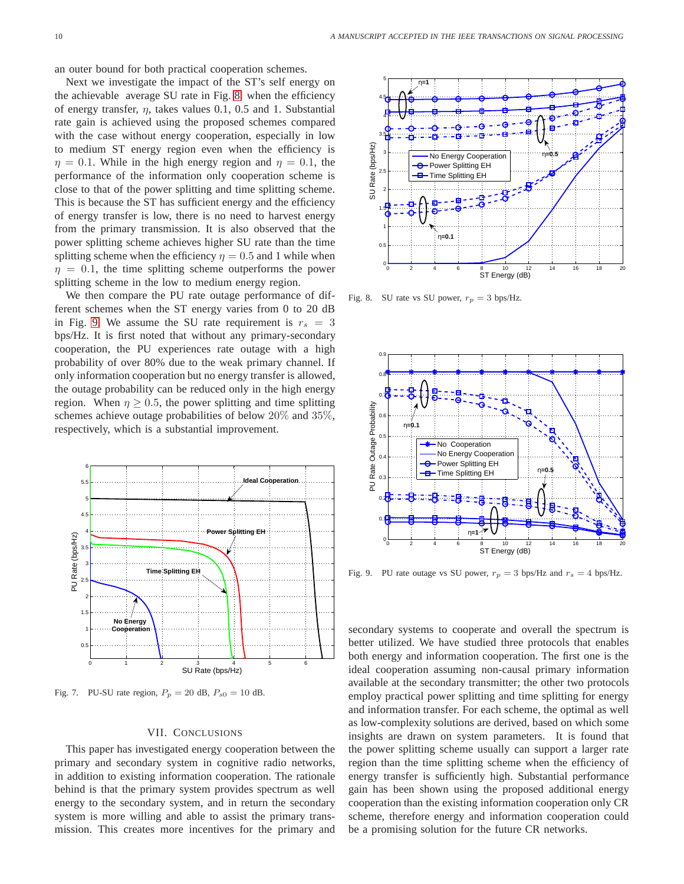an outer bound for both practical cooperation schemes.

Next we investigate the impact of the ST's self energy on the achievable average SU rate in Fig. 8 when the efficiency of energy transfer, $\eta$, takes values 0.1, 0.5 and 1. Substantial rate gain is achieved using the proposed schemes compared with the case without energy cooperation, especially in low to medium ST energy region even when the efficiency is $\eta = 0.1$. While in the high energy region and $\eta = 0.1$, the performance of the information only cooperation scheme is close to that of the power splitting and time splitting scheme. This is because the ST has sufficient energy and the efficiency of energy transfer is low, there is no need to harvest energy from the primary transmission. It is also observed that the power splitting scheme achieves higher SU rate than the time splitting scheme when the efficiency $\eta = 0.5$ and 1 while when $\eta = 0.1$, the time splitting scheme outperforms the power splitting scheme in the low to medium energy region.

We then compare the PU rate outage performance of different schemes when the ST energy varies from 0 to 20 dB in Fig. 9. We assume the SU rate requirement is $r_s = 3$ bps/Hz. It is first noted that without any primary-secondary cooperation, the PU experiences rate outage with a high probability of over 80% due to the weak primary channel. If only information cooperation but no energy transfer is allowed, the outage probability can be reduced only in the high energy region. When $\eta \geq 0.5$, the power splitting and time splitting schemes achieve outage probabilities of below $20\%$ and $35\%$, respectively, which is a substantial improvement.

Fig. 7. PU-SU rate region, $P_p = 20$ dB, $P_{s0} = 10$ dB.

Fig. 8. SU rate vs SU power, $r_p = 3$ bps/Hz.

Fig. 9. PU rate outage vs SU power, $r_p = 3$ bps/Hz and $r_s = 4$ bps/Hz.

## VII. Conclusions

This paper has investigated energy cooperation between the primary and secondary system in cognitive radio networks, in addition to existing information cooperation. The rationale behind is that the primary system provides spectrum as well energy to the secondary system, and in return the secondary system is more willing and able to assist the primary transmission. This creates more incentives for the primary and secondary systems to cooperate and overall the spectrum is better utilized. We have studied three protocols that enables both energy and information cooperation. The first one is the ideal cooperation assuming non-causal primary information available at the secondary transmitter; the other two protocols employ practical power splitting and time splitting for energy and information transfer. For each scheme, the optimal as well as low-complexity solutions are derived, based on which some insights are drawn on system parameters. It is found that the power splitting scheme usually can support a larger rate region than the time splitting scheme when the efficiency of energy transfer is sufficiently high. Substantial performance gain has been shown using the proposed additional energy cooperation than the existing information cooperation only CR scheme, therefore energy and information cooperation could be a promising solution for the future CR networks.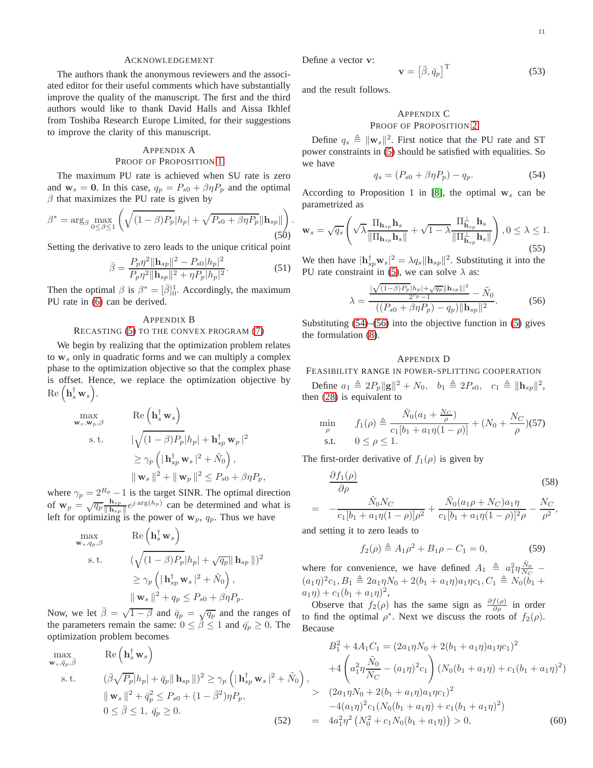## Acknowledgement

The authors thank the anonymous reviewers and the associated editor for their useful comments which have substantially improve the quality of the manuscript. The first and the third authors would like to thank David Halls and Aissa Ikhlef from Toshiba Research Europe Limited, for their suggestions to improve the clarity of this manuscript.

## Appendix A
## Proof of Proposition 1

The maximum PU rate is achieved when SU rate is zero and $\mathbf{w}_s = \mathbf{0}$. In this case, $q_p = P_{s0} + \beta\eta P_p$ and the optimal $\beta$ that maximizes the PU rate is given by

$$\beta^* = \arg_\beta \max_{0\le\beta\le 1} \left( \sqrt{(1-\beta)P_p}|h_p| + \sqrt{P_{s0}+\beta\eta P_p}\|\mathbf{h}_{sp}\| \right). \quad (50)$$

Setting the derivative to zero leads to the unique critical point

$$\bar{\beta} = \frac{P_p\eta^2\|\mathbf{h}_{sp}\|^2 - P_{s0}|h_p|^2}{P_p\eta^2\|\mathbf{h}_{sp}\|^2 + \eta P_p|h_p|^2}. \quad (51)$$

Then the optimal $\beta$ is $\beta^* = [\bar{\beta}]_0^1$. Accordingly, the maximum PU rate in (6) can be derived.

## Appendix B
## Recasting (5) to the Convex Program (7)

We begin by realizing that the optimization problem relates to $\mathbf{w}_s$ only in quadratic forms and we can multiply a complex phase to the optimization objective so that the complex phase is offset. Hence, we replace the optimization objective by $\mathrm{Re}\left(\mathbf{h}_s^\dagger \mathbf{w}_s\right)$.

$$\begin{aligned}
\max_{\mathbf{w}_s,\mathbf{w}_p,\beta} \quad & \mathrm{Re}\left(\mathbf{h}_s^\dagger \mathbf{w}_s\right) \\
\text{s.t.} \quad & |\sqrt{(1-\beta)P_p}|h_p| + \mathbf{h}_{sp}^\dagger \mathbf{w}_p|^2 \\
& \ge \gamma_p\left(|\mathbf{h}_{sp}^\dagger \mathbf{w}_s|^2 + \tilde{N}_0\right), \\
& \|\mathbf{w}_s\|^2 + \|\mathbf{w}_p\|^2 \le P_{s0} + \beta\eta P_p,
\end{aligned}$$

where $\gamma_p = 2^{R_p} - 1$ is the target SINR. The optimal direction of $\mathbf{w}_p = \sqrt{q_p}\frac{\mathbf{h}_{sp}}{\|\mathbf{h}_{sp}\|}e^{j\arg(h_p)}$ can be determined and what is left for optimizing is the power of $\mathbf{w}_p$, $q_p$. Thus we have

$$\begin{aligned}
\max_{\mathbf{w}_s,q_p,\beta} \quad & \mathrm{Re}\left(\mathbf{h}_s^\dagger \mathbf{w}_s\right) \\
\text{s.t.} \quad & (\sqrt{(1-\beta)P_p}|h_p| + \sqrt{q_p}\|\mathbf{h}_{sp}\|)^2 \\
& \ge \gamma_p\left(|\mathbf{h}_{sp}^\dagger \mathbf{w}_s|^2 + \tilde{N}_0\right), \\
& \|\mathbf{w}_s\|^2 + q_p \le P_{s0} + \beta\eta P_p.
\end{aligned}$$

Now, we let $\bar{\beta} = \sqrt{1-\beta}$ and $\bar{q}_p = \sqrt{q_p}$ and the ranges of the parameters remain the same: $0 \le \bar{\beta} \le 1$ and $\bar{q}_p \ge 0$. The optimization problem becomes

$$\begin{aligned}
\max_{\mathbf{w}_s,\bar{q}_p,\bar{\beta}} \quad & \mathrm{Re}\left(\mathbf{h}_s^\dagger \mathbf{w}_s\right) \\
\text{s.t.} \quad & (\bar{\beta}\sqrt{P_p}|h_p| + \bar{q}_p\|\mathbf{h}_{sp}\|)^2 \ge \gamma_p\left(|\mathbf{h}_{sp}^\dagger \mathbf{w}_s|^2 + \tilde{N}_0\right), \\
& \|\mathbf{w}_s\|^2 + \bar{q}_p^2 \le P_{s0} + (1-\bar{\beta}^2)\eta P_p, \\
& 0 \le \bar{\beta} \le 1,\ \bar{q}_p \ge 0.
\end{aligned} \quad (52)$$

Define a vector $\mathbf{v}$:

$$\mathbf{v} = \left[\bar{\beta}, \bar{q}_p\right]^{\mathrm{T}} \quad (53)$$

and the result follows.

## Appendix C
## Proof of Proposition 2

Define $q_s \triangleq \|\mathbf{w}_s\|^2$. First notice that the PU rate and ST power constraints in (5) should be satisfied with equalities. So we have

$$q_s = (P_{s0} + \beta\eta P_p) - q_p. \quad (54)$$

According to Proposition 1 in [8], the optimal $\mathbf{w}_s$ can be parametrized as

$$\mathbf{w}_s = \sqrt{q_s}\left(\sqrt{\lambda}\frac{\Pi_{\mathbf{h}_{sp}}\mathbf{h}_s}{\|\Pi_{\mathbf{h}_{sp}}\mathbf{h}_s\|} + \sqrt{1-\lambda}\frac{\Pi^\perp_{\mathbf{h}_{sp}}\mathbf{h}_s}{\|\Pi^\perp_{\mathbf{h}_{sp}}\mathbf{h}_s\|}\right), 0 \le \lambda \le 1. \quad (55)$$

We then have $|\mathbf{h}_{sp}^\dagger \mathbf{w}_s|^2 = \lambda q_s\|\mathbf{h}_{sp}\|^2$. Substituting it into the PU rate constraint in (5), we can solve $\lambda$ as:

$$\lambda = \frac{\frac{|\sqrt{(1-\beta)P_p}|h_p| + \sqrt{q_p}\|\mathbf{h}_{sp}\||^2}{2^{r_p}-1} - \tilde{N}_0}{((P_{s0}+\beta\eta P_p) - q_p)\|\mathbf{h}_{sp}\|^2}. \quad (56)$$

Substituting (54)–(56) into the objective function in (5) gives the formulation (8).

## Appendix D
## Feasibility Range in Power-Splitting Cooperation

Define $a_1 \triangleq 2P_p\|\mathbf{g}\|^2 + N_0$, $b_1 \triangleq 2P_{s0}$, $c_1 \triangleq \|\mathbf{h}_{sp}\|^2$, then (28) is equivalent to

$$\begin{aligned}
\min_{\rho} \quad & f_1(\rho) \triangleq \frac{\tilde{N}_0(a_1 + \frac{N_C}{\rho})}{c_1[b_1 + a_1\eta(1-\rho)]} + (N_0 + \frac{N_C}{\rho}) \\
\text{s.t.} \quad & 0 \le \rho \le 1.
\end{aligned} \quad (57)$$

The first-order derivative of $f_1(\rho)$ is given by

$$\begin{aligned}
&\frac{\partial f_1(\rho)}{\partial \rho} \quad (58)\\
&= -\frac{\tilde{N}_0 N_C}{c_1[b_1 + a_1\eta(1-\rho)]\rho^2} + \frac{\tilde{N}_0(a_1\rho + N_C)a_1\eta}{c_1[b_1 + a_1\eta(1-\rho)]^2\rho} - \frac{N_C}{\rho^2},
\end{aligned}$$

and setting it to zero leads to

$$f_2(\rho) \triangleq A_1\rho^2 + B_1\rho - C_1 = 0, \quad (59)$$

where for convenience, we have defined $A_1 \triangleq a_1^2\eta\frac{\tilde{N}_0}{N_C} - (a_1\eta)^2 c_1$, $B_1 \triangleq 2a_1\eta N_0 + 2(b_1 + a_1\eta)a_1\eta c_1$, $C_1 \triangleq N_0(b_1 + a_1\eta) + c_1(b_1 + a_1\eta)^2$,

Observe that $f_2(\rho)$ has the same sign as $\frac{\partial f(\rho)}{\partial \rho}$ in order to find the optimal $\rho^*$. Next we discuss the roots of $f_2(\rho)$. Because

$$\begin{aligned}
& B_1^2 + 4A_1C_1 = (2a_1\eta N_0 + 2(b_1 + a_1\eta)a_1\eta c_1)^2 \\
& +4\left(a_1^2\eta\frac{\tilde{N}_0}{N_C} - (a_1\eta)^2 c_1\right)(N_0(b_1 + a_1\eta) + c_1(b_1 + a_1\eta)^2) \\
> \quad & (2a_1\eta N_0 + 2(b_1 + a_1\eta)a_1\eta c_1)^2 \\
& -4(a_1\eta)^2 c_1(N_0(b_1 + a_1\eta) + c_1(b_1 + a_1\eta)^2) \\
= \quad & 4a_1^2\eta^2\left(N_0^2 + c_1N_0(b_1 + a_1\eta)\right) > 0,
\end{aligned} \quad (60)$$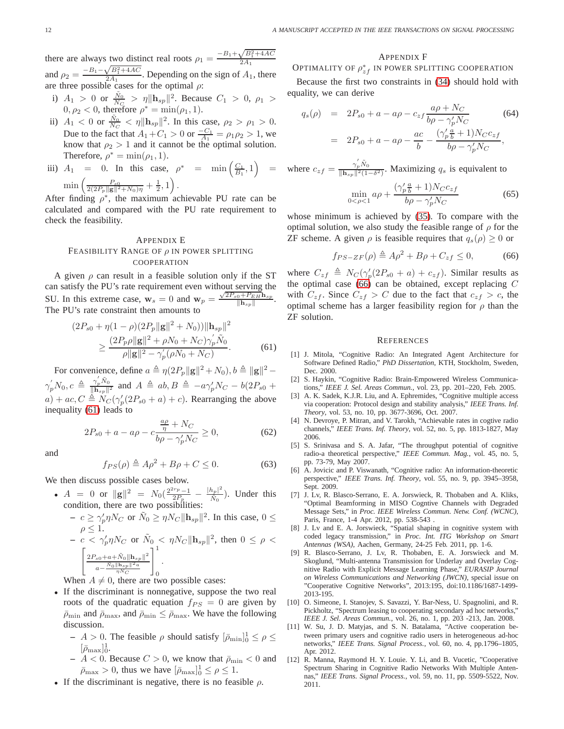there are always two distinct real roots $\rho_1 = \frac{-B_1+\sqrt{B_1^2+4AC}}{2A_1}$ and $\rho_2 = \frac{-B_1-\sqrt{B_1^2+4AC}}{2A_1}$. Depending on the sign of $A_1$, there are three possible cases for the optimal $\rho$:

i) $A_1 > 0$ or $\frac{\tilde{N}_0}{N_C} > \eta\|\mathbf{h}_{sp}\|^2$. Because $C_1 > 0$, $\rho_1 > 0, \rho_2 < 0$, therefore $\rho^* = \min(\rho_1, 1)$.

ii) $A_1 < 0$ or $\frac{\tilde{N}_0}{N_C} < \eta\|\mathbf{h}_{sp}\|^2$. In this case, $\rho_2 > \rho_1 > 0$. Due to the fact that $A_1 + C_1 > 0$ or $\frac{-C_1}{A_1} = \rho_1\rho_2 > 1$, we know that $\rho_2 > 1$ and it cannot be the optimal solution. Therefore, $\rho^* = \min(\rho_1, 1)$.

iii) $A_1 = 0$. In this case, $\rho^* = \min\left(\frac{C_1}{B_1}, 1\right) = \min\left(\frac{P_{s0}}{2(2P_p\|\mathbf{g}\|^2+N_0)\eta} + \frac{1}{2}, 1\right)$.

After finding $\rho^*$, the maximum achievable PU rate can be calculated and compared with the PU rate requirement to check the feasibility.

## Appendix E
## Feasibility Range of $\rho$ in Power Splitting Cooperation

A given $\rho$ can result in a feasible solution only if the ST can satisfy the PU's rate requirement even without serving the SU. In this extreme case, $\mathbf{w}_s = 0$ and $\mathbf{w}_p = \frac{\sqrt{2P_{s0}+P_{EH}}\mathbf{h}_{sp}}{\|\mathbf{h}_{sp}\|}$. The PU's rate constraint then amounts to

$$\begin{aligned}(2P_{s0} + \eta(1-\rho)(2P_p\|\mathbf{g}\|^2 + N_0))\|\mathbf{h}_{sp}\|^2 \\ \geq \frac{(2P_p\rho\|\mathbf{g}\|^2 + \rho N_0 + N_C)\gamma_p^{'}\tilde{N}_0}{\rho\|\mathbf{g}\|^2 - \gamma_p^{'}(\rho N_0 + N_C)}.\end{aligned} \tag{61}$$

For convenience, define $a \triangleq \eta(2P_p\|\mathbf{g}\|^2 + N_0), b \triangleq \|\mathbf{g}\|^2 - \gamma_p^{'}N_0, c \triangleq \frac{\gamma_p^{'}\tilde{N}_0}{\|\mathbf{h}_{sp}\|^2}$ and $A \triangleq ab, B \triangleq -a\gamma_p'N_C - b(2P_{s0} + a) + ac, C \triangleq N_C(\gamma_p^{'}(2P_{s0} + a) + c)$. Rearranging the above inequality (61) leads to

$$2P_{s0} + a - a\rho - c\frac{\frac{a\rho}{\eta} + N_C}{b\rho - \gamma_p'N_C} \geq 0, \tag{62}$$

and

$$f_{PS}(\rho) \triangleq A\rho^2 + B\rho + C \leq 0. \tag{63}$$

We then discuss possible cases below.

- $A = 0$ or $\|\mathbf{g}\|^2 = N_0(\frac{2^{2r_p}-1}{2P_p} - \frac{|h_p|^2}{\tilde{N}_0})$. Under this condition, there are two possibilities:
  - $c \geq \gamma_p'\eta N_C$ or $\tilde{N}_0 \geq \eta N_C\|\mathbf{h}_{sp}\|^2$. In this case, $0 \leq \rho \leq 1$.
  - $c < \gamma_p'\eta N_C$ or $\tilde{N}_0 < \eta N_C\|\mathbf{h}_{sp}\|^2$, then $0 \leq \rho < \left[\frac{2P_{s0}+a+\tilde{N}_0\|\mathbf{h}_{sp}\|^2}{a - \frac{\tilde{N}_0\|\mathbf{h}_{sp}\|^2 a}{\eta N_C}}\right]_0^1$.

  When $A \neq 0$, there are two possible cases:
- If the discriminant is nonnegative, suppose the two real roots of the quadratic equation $f_{PS} = 0$ are given by $\bar{\rho}_{\min}$ and $\bar{\rho}_{\max}$, and $\bar{\rho}_{\min} \leq \bar{\rho}_{\max}$. We have the following discussion.
  - $A > 0$. The feasible $\rho$ should satisfy $[\bar{\rho}_{\min}]_0^1 \leq \rho \leq [\bar{\rho}_{\max}]_0^1$.
  - $A < 0$. Because $C > 0$, we know that $\bar{\rho}_{\min} < 0$ and $\bar{\rho}_{\max} > 0$, thus we have $[\bar{\rho}_{\max}]_0^1 \leq \rho \leq 1$.
- If the discriminant is negative, there is no feasible $\rho$.

## Appendix F
## Optimality of $\rho_{zf}^*$ in Power Splitting Cooperation

Because the first two constraints in (34) should hold with equality, we can derive

$$\begin{aligned} q_s(\rho) &= 2P_{s0} + a - a\rho - c_{zf}\frac{a\rho + N_C}{b\rho - \gamma_p'N_C} \\ &= 2P_{s0} + a - a\rho - \frac{ac}{b} - \frac{(\gamma_p'\frac{a}{b} + 1)N_C c_{zf}}{b\rho - \gamma_p'N_C}, \end{aligned} \tag{64}$$

where $c_{zf} = \frac{\gamma_p^{'}\tilde{N}_0}{\|\mathbf{h}_{sp}\|^2(1-\delta^2)}$. Maximizing $q_s$ is equivalent to

$$\min_{0<\rho<1} a\rho + \frac{(\gamma_p'\frac{a}{b} + 1)N_C c_{zf}}{b\rho - \gamma_p'N_C} \tag{65}$$

whose minimum is achieved by (35). To compare with the optimal solution, we also study the feasible range of $\rho$ for the ZF scheme. A given $\rho$ is feasible requires that $q_s(\rho) \geq 0$ or

$$f_{PS-ZF}(\rho) \triangleq A\rho^2 + B\rho + C_{zf} \leq 0, \tag{66}$$

where $C_{zf} \triangleq N_C(\gamma_p'(2P_{s0} + a) + c_{zf})$. Similar results as the optimal case (66) can be obtained, except replacing $C$ with $C_{zf}$. Since $C_{zf} > C$ due to the fact that $c_{zf} > c$, the optimal scheme has a larger feasibility region for $\rho$ than the ZF solution.

## References

[1] J. Mitola, "Cognitive Radio: An Integrated Agent Architecture for Software Defined Radio," *PhD Dissertation*, KTH, Stockholm, Sweden, Dec. 2000.

[2] S. Haykin, "Cognitive Radio: Brain-Empowered Wireless Communications," *IEEE J. Sel. Areas Commun.*, vol. 23, pp. 201–220, Feb. 2005.

[3] A. K. Sadek, K.J.R. Liu, and A. Ephremides, "Cognitive multiple access via cooperation: Protocol design and stability analysis," *IEEE Trans. Inf. Theory*, vol. 53, no. 10, pp. 3677-3696, Oct. 2007.

[4] N. Devroye, P. Mitran, and V. Tarokh, "Achievable rates in cogtive radio channels," *IEEE Trans. Inf. Theory*, vol. 52, no. 5, pp. 1813-1827, May 2006.

[5] S. Srinivasa and S. A. Jafar, "The throughput potential of cognitive radio-a theoretical perspective," *IEEE Commun. Mag.*, vol. 45, no. 5, pp. 73-79, May 2007.

[6] A. Jovicic and P. Viswanath, "Cognitive radio: An information-theoretic perspective," *IEEE Trans. Inf. Theory*, vol. 55, no. 9, pp. 3945–3958, Sept. 2009.

[7] J. Lv, R. Blasco-Serrano, E. A. Jorswieck, R. Thobaben and A. Kliks, "Optimal Beamforming in MISO Cogntive Channels with Degraded Message Sets," in *Proc. IEEE Wireless Commun. Netw. Conf. (WCNC)*, Paris, France, 1-4 Apr. 2012, pp. 538-543 .

[8] J. Lv and E. A. Jorswieck, "Spatial shaping in cognitive system with coded legacy transmission," in *Proc. Int. ITG Workshop on Smart Antennas (WSA)*, Aachen, Germany, 24-25 Feb. 2011, pp. 1-6.

[9] R. Blasco-Serrano, J. Lv, R. Thobaben, E. A. Jorswieck and M. Skoglund, "Multi-antenna Transmission for Underlay and Overlay Cognitive Radio with Explicit Message Learning Phase," *EURASIP Journal on Wireless Communications and Networking (JWCN)*, special issue on "Cooperative Cognitive Networks", 2013:195, doi:10.1186/1687-1499-2013-195.

[10] O. Simeone, I. Stanojev, S. Savazzi, Y. Bar-Ness, U. Spagnolini, and R. Pickholtz, "Spectrum leasing to cooperating secondary ad hoc networks," *IEEE J. Sel. Areas Commun.*, vol. 26, no. 1, pp. 203 -213, Jan. 2008.

[11] W. Su, J. D. Matyjas, and S. N. Batalama, "Active cooperation between primary users and cognitive radio users in heterogeneous ad-hoc networks," *IEEE Trans. Signal Process.*, vol. 60, no. 4, pp.1796–1805, Apr. 2012.

[12] R. Manna, Raymond H. Y. Louie. Y. Li, and B. Vucetic, "Cooperative Spectrum Sharing in Cognitive Radio Networks With Multiple Antennas," *IEEE Trans. Signal Process.*, vol. 59, no. 11, pp. 5509-5522, Nov. 2011.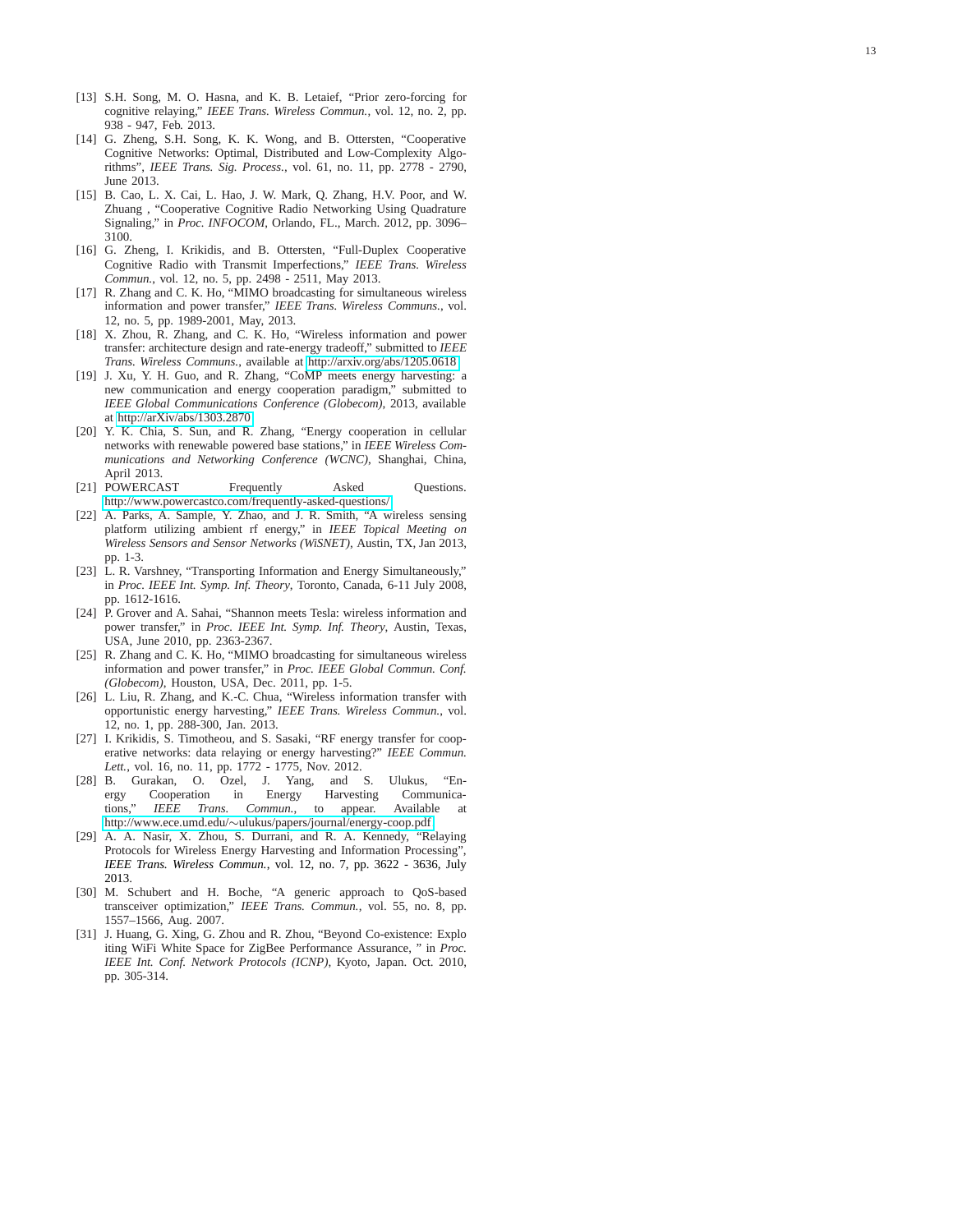[13] S.H. Song, M. O. Hasna, and K. B. Letaief, “Prior zero-forcing for cognitive relaying,” *IEEE Trans. Wireless Commun.*, vol. 12, no. 2, pp. 938 - 947, Feb. 2013.

[14] G. Zheng, S.H. Song, K. K. Wong, and B. Ottersten, “Cooperative Cognitive Networks: Optimal, Distributed and Low-Complexity Algorithms”, *IEEE Trans. Sig. Process.*, vol. 61, no. 11, pp. 2778 - 2790, June 2013.

[15] B. Cao, L. X. Cai, L. Hao, J. W. Mark, Q. Zhang, H.V. Poor, and W. Zhuang , “Cooperative Cognitive Radio Networking Using Quadrature Signaling,” in *Proc. INFOCOM*, Orlando, FL., March. 2012, pp. 3096–3100.

[16] G. Zheng, I. Krikidis, and B. Ottersten, “Full-Duplex Cooperative Cognitive Radio with Transmit Imperfections,” *IEEE Trans. Wireless Commun.*, vol. 12, no. 5, pp. 2498 - 2511, May 2013.

[17] R. Zhang and C. K. Ho, “MIMO broadcasting for simultaneous wireless information and power transfer,” *IEEE Trans. Wireless Communs.*, vol. 12, no. 5, pp. 1989-2001, May, 2013.

[18] X. Zhou, R. Zhang, and C. K. Ho, “Wireless information and power transfer: architecture design and rate-energy tradeoff,” submitted to *IEEE Trans. Wireless Communs.*, available at http://arxiv.org/abs/1205.0618

[19] J. Xu, Y. H. Guo, and R. Zhang, “CoMP meets energy harvesting: a new communication and energy cooperation paradigm,” submitted to *IEEE Global Communications Conference (Globecom)*, 2013, available at http://arXiv/abs/1303.2870

[20] Y. K. Chia, S. Sun, and R. Zhang, “Energy cooperation in cellular networks with renewable powered base stations,” in *IEEE Wireless Communications and Networking Conference (WCNC)*, Shanghai, China, April 2013.

[21] POWERCAST Frequently Asked Questions. http://www.powercastco.com/frequently-asked-questions/

[22] A. Parks, A. Sample, Y. Zhao, and J. R. Smith, “A wireless sensing platform utilizing ambient rf energy,” in *IEEE Topical Meeting on Wireless Sensors and Sensor Networks (WiSNET)*, Austin, TX, Jan 2013, pp. 1-3.

[23] L. R. Varshney, “Transporting Information and Energy Simultaneously,” in *Proc. IEEE Int. Symp. Inf. Theory*, Toronto, Canada, 6-11 July 2008, pp. 1612-1616.

[24] P. Grover and A. Sahai, “Shannon meets Tesla: wireless information and power transfer,” in *Proc. IEEE Int. Symp. Inf. Theory*, Austin, Texas, USA, June 2010, pp. 2363-2367.

[25] R. Zhang and C. K. Ho, “MIMO broadcasting for simultaneous wireless information and power transfer,” in *Proc. IEEE Global Commun. Conf. (Globecom)*, Houston, USA, Dec. 2011, pp. 1-5.

[26] L. Liu, R. Zhang, and K.-C. Chua, “Wireless information transfer with opportunistic energy harvesting,” *IEEE Trans. Wireless Commun.*, vol. 12, no. 1, pp. 288-300, Jan. 2013.

[27] I. Krikidis, S. Timotheou, and S. Sasaki, “RF energy transfer for cooperative networks: data relaying or energy harvesting?” *IEEE Commun. Lett.*, vol. 16, no. 11, pp. 1772 - 1775, Nov. 2012.

[28] B. Gurakan, O. Ozel, J. Yang, and S. Ulukus, “Energy Cooperation in Energy Harvesting Communications,” *IEEE Trans. Commun.*, to appear. Available at http://www.ece.umd.edu/∼ulukus/papers/journal/energy-coop.pdf

[29] A. A. Nasir, X. Zhou, S. Durrani, and R. A. Kennedy, “Relaying Protocols for Wireless Energy Harvesting and Information Processing”, *IEEE Trans. Wireless Commun.*, vol. 12, no. 7, pp. 3622 - 3636, July 2013.

[30] M. Schubert and H. Boche, “A generic approach to QoS-based transceiver optimization,” *IEEE Trans. Commun.*, vol. 55, no. 8, pp. 1557–1566, Aug. 2007.

[31] J. Huang, G. Xing, G. Zhou and R. Zhou, “Beyond Co-existence: Exploiting WiFi White Space for ZigBee Performance Assurance, ” in *Proc. IEEE Int. Conf. Network Protocols (ICNP)*, Kyoto, Japan. Oct. 2010, pp. 305-314.